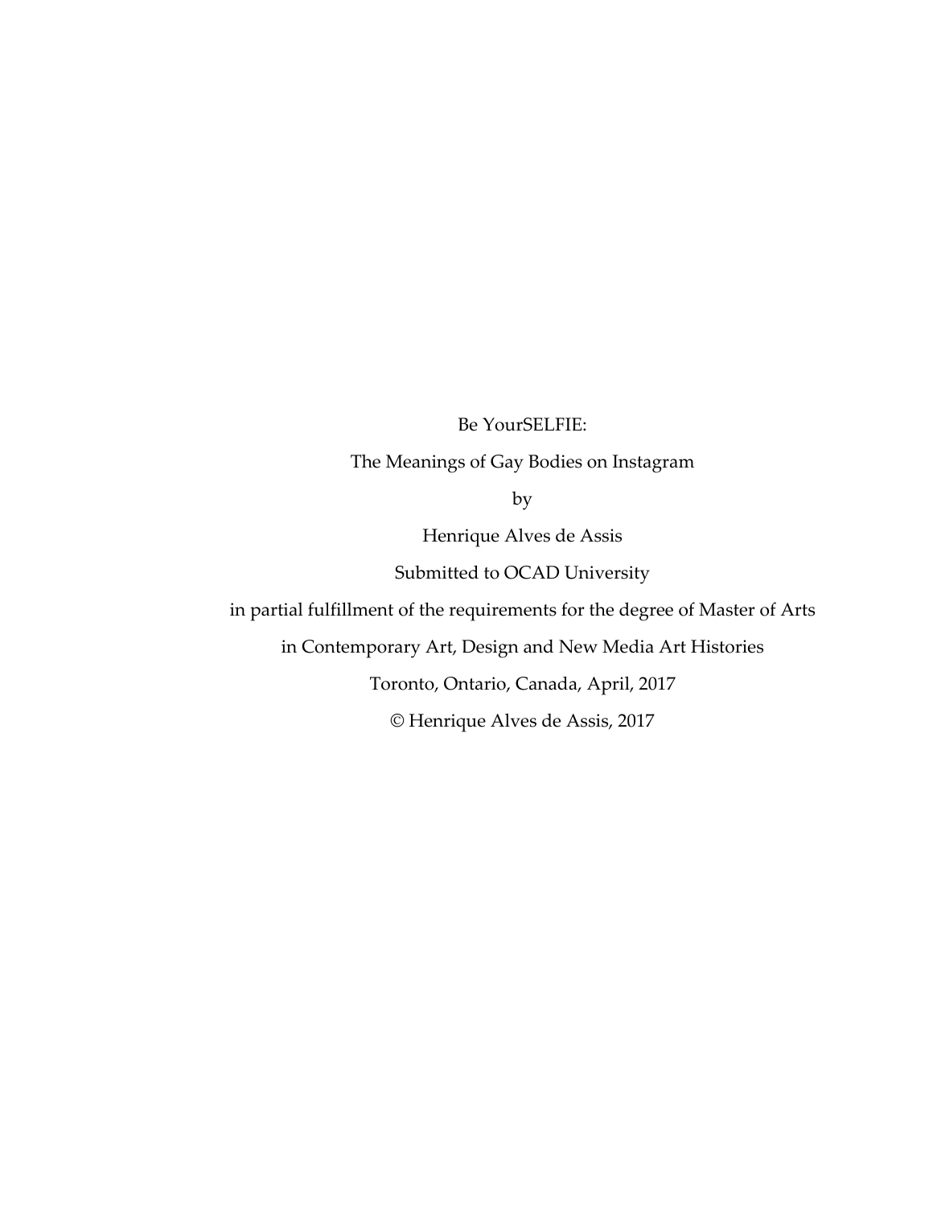Be YourSELFIE:

The Meanings of Gay Bodies on Instagram

by

Henrique Alves de Assis

Submitted to OCAD University

in partial fulfillment of the requirements for the degree of Master of Arts

in Contemporary Art, Design and New Media Art Histories

Toronto, Ontario, Canada, April, 2017

© Henrique Alves de Assis, 2017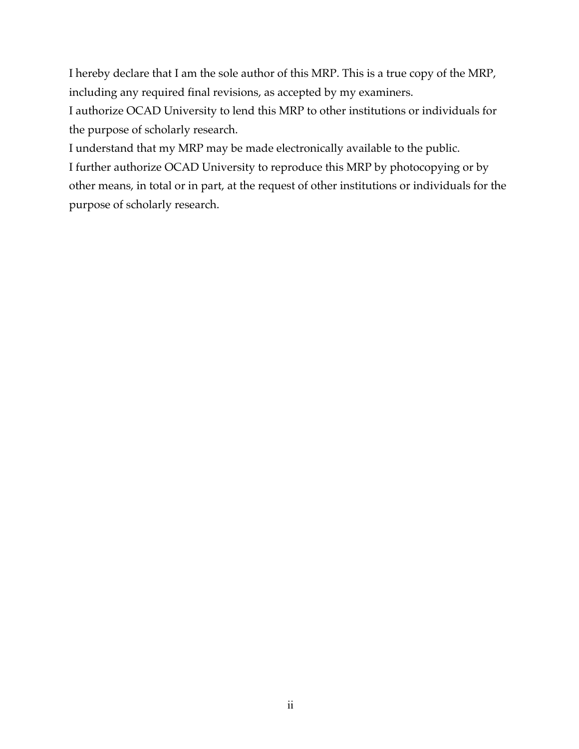I hereby declare that I am the sole author of this MRP. This is a true copy of the MRP, including any required final revisions, as accepted by my examiners.

I authorize OCAD University to lend this MRP to other institutions or individuals for the purpose of scholarly research.

I understand that my MRP may be made electronically available to the public.

I further authorize OCAD University to reproduce this MRP by photocopying or by other means, in total or in part, at the request of other institutions or individuals for the purpose of scholarly research.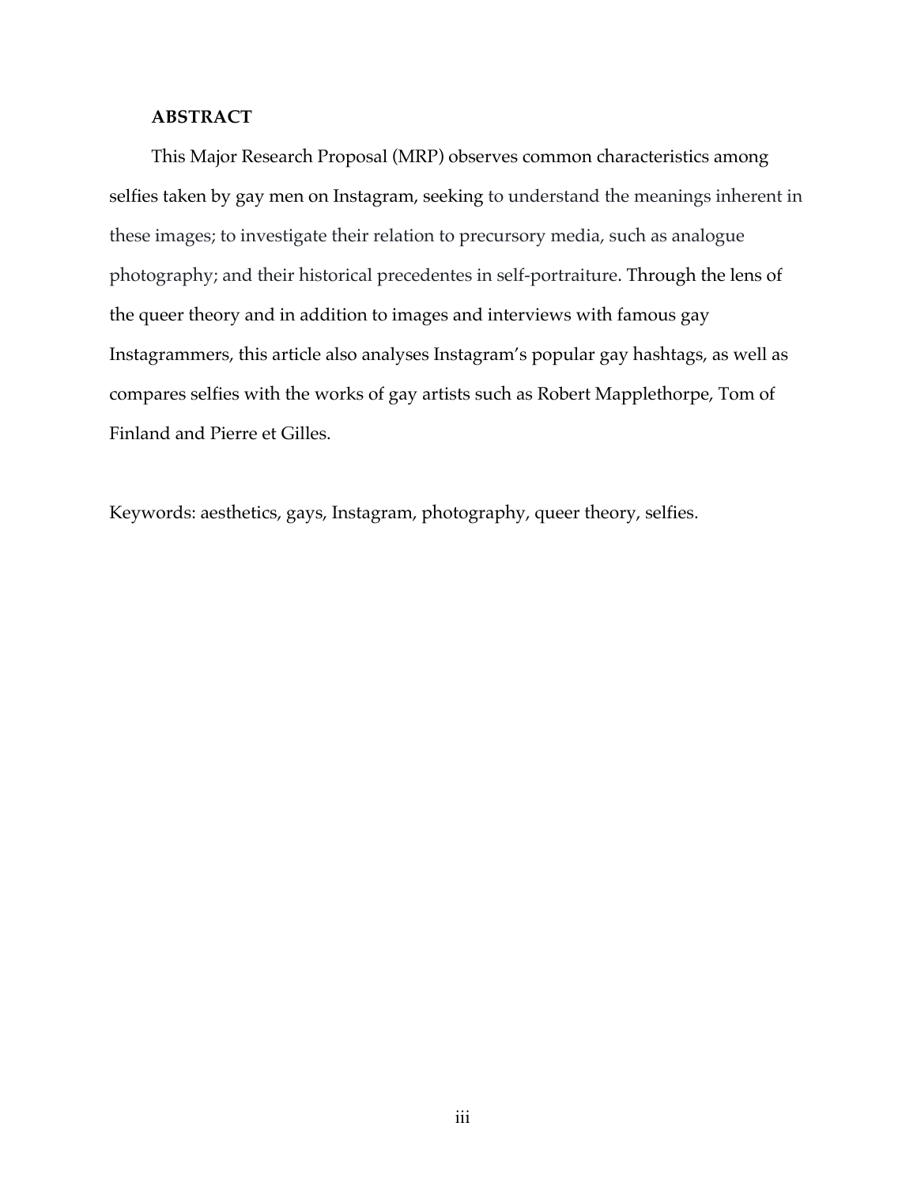## ABSTRACT

This Major Research Proposal (MRP) observes common characteristics among selfies taken by gay men on Instagram, seeking to understand the meanings inherent in these images; to investigate their relation to precursory media, such as analogue photography; and their historical precedentes in self-portraiture. Through the lens of the queer theory and in addition to images and interviews with famous gay Instagrammers, this article also analyses Instagram's popular gay hashtags, as well as compares selfies with the works of gay artists such as Robert Mapplethorpe, Tom of Finland and Pierre et Gilles.

Keywords: aesthetics, gays, Instagram, photography, queer theory, selfies.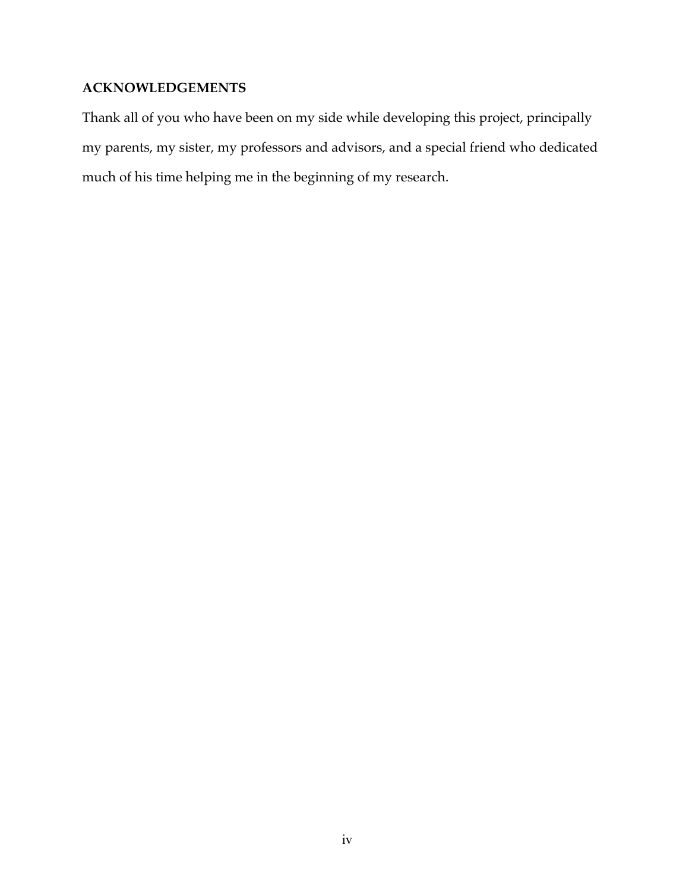## ACKNOWLEDGEMENTS

Thank all of you who have been on my side while developing this project, principally my parents, my sister, my professors and advisors, and a special friend who dedicated much of his time helping me in the beginning of my research.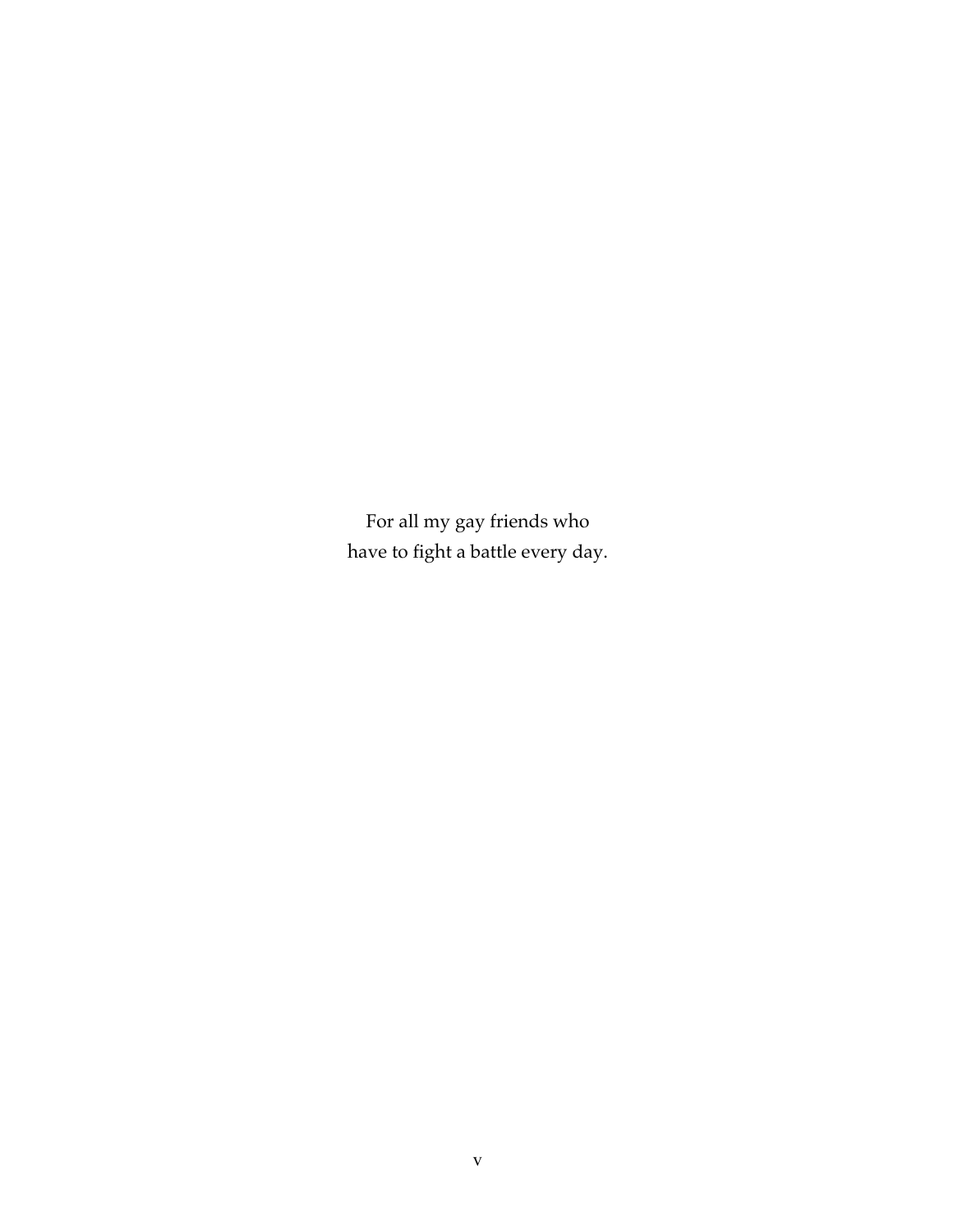For all my gay friends who
have to fight a battle every day.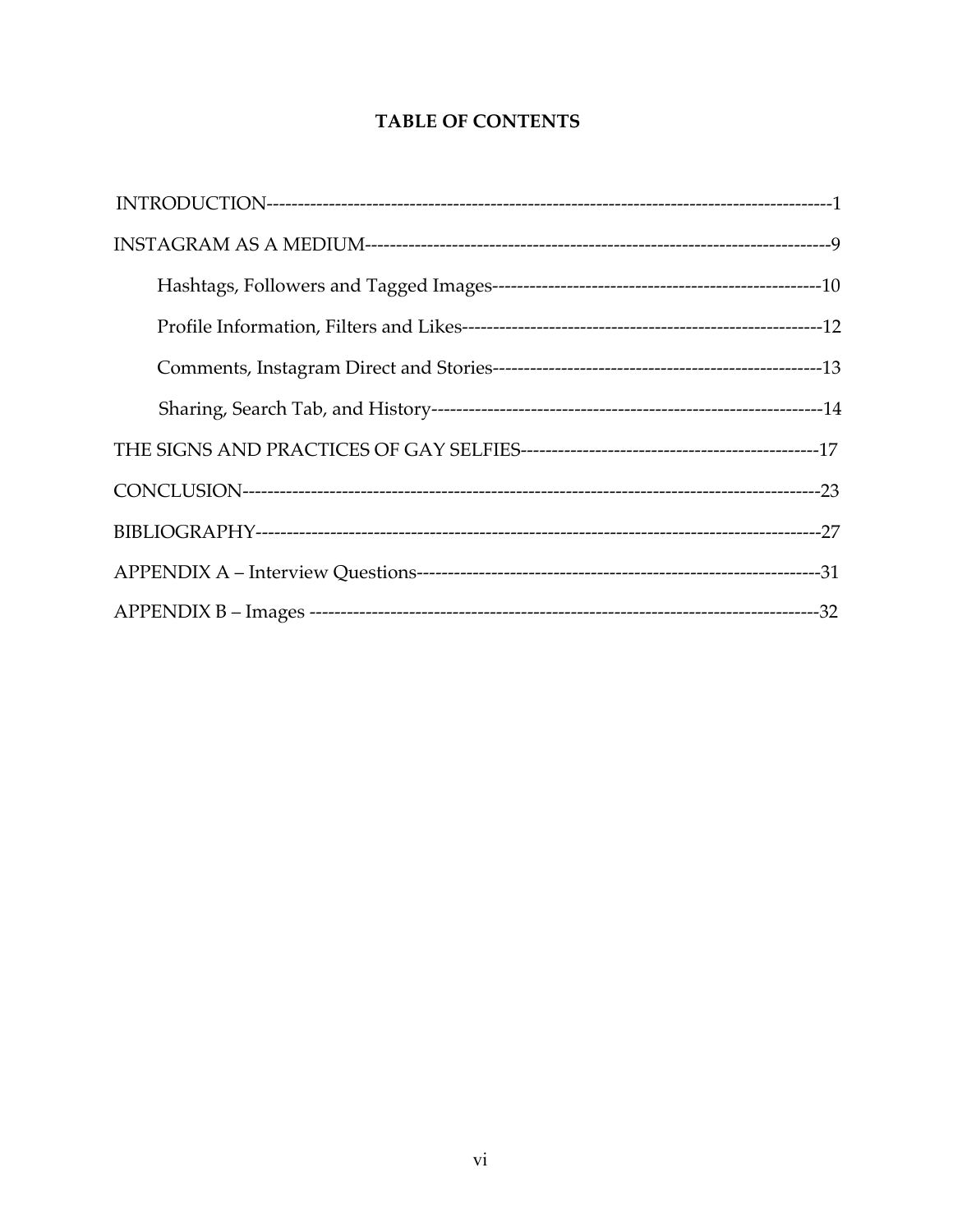# TABLE OF CONTENTS

INTRODUCTION------------------------------------------------------------------------------------------1

INSTAGRAM AS A MEDIUM---------------------------------------------------------------------------9

- Hashtags, Followers and Tagged Images----------------------------------------------------10
- Profile Information, Filters and Likes---------------------------------------------------------12
- Comments, Instagram Direct and Stories----------------------------------------------------13
- Sharing, Search Tab, and History--------------------------------------------------------------14

THE SIGNS AND PRACTICES OF GAY SELFIES-----------------------------------------------17

CONCLUSION--------------------------------------------------------------------------------------------23

BIBLIOGRAPHY-----------------------------------------------------------------------------------------27

APPENDIX A – Interview Questions-----------------------------------------------------------------31

APPENDIX B – Images --------------------------------------------------------------------------------32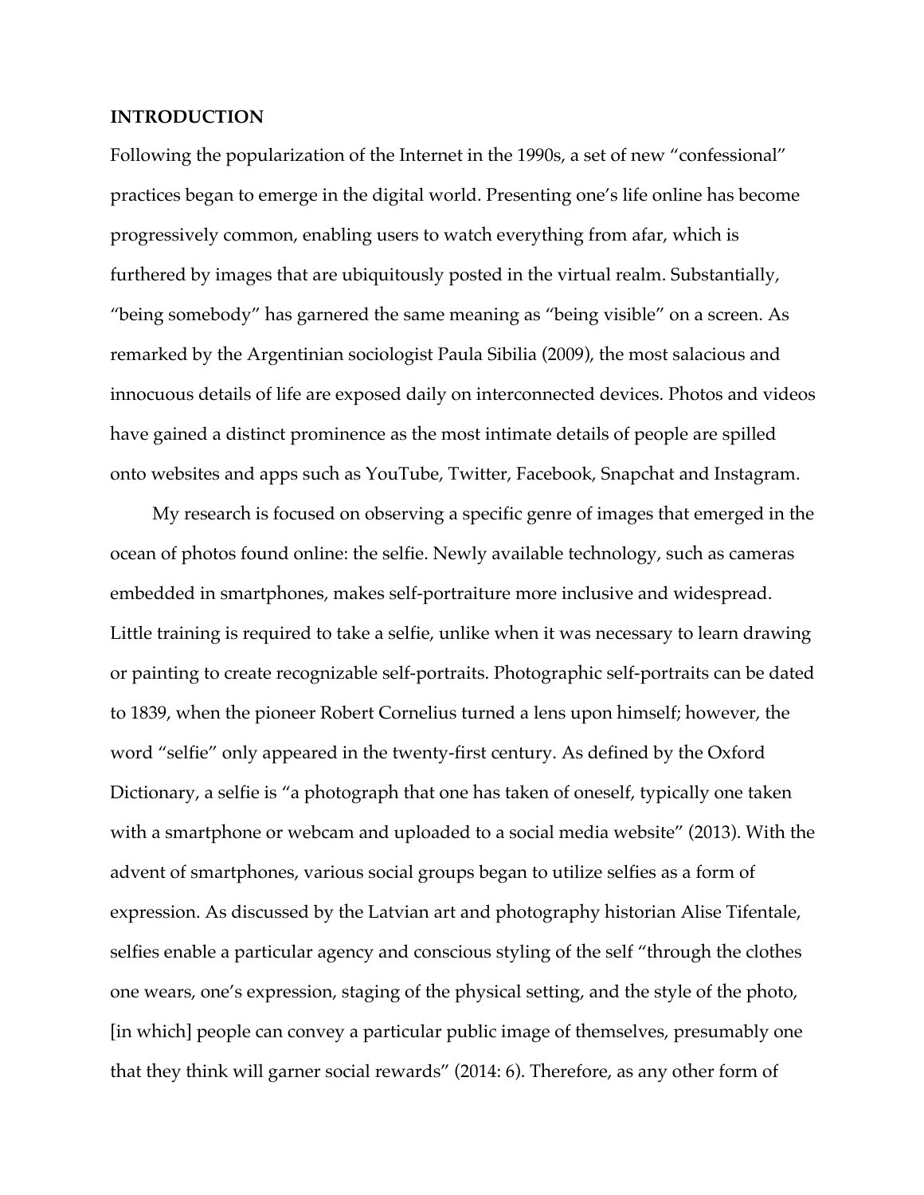**INTRODUCTION**

Following the popularization of the Internet in the 1990s, a set of new "confessional" practices began to emerge in the digital world. Presenting one's life online has become progressively common, enabling users to watch everything from afar, which is furthered by images that are ubiquitously posted in the virtual realm. Substantially, "being somebody" has garnered the same meaning as "being visible" on a screen. As remarked by the Argentinian sociologist Paula Sibilia (2009), the most salacious and innocuous details of life are exposed daily on interconnected devices. Photos and videos have gained a distinct prominence as the most intimate details of people are spilled onto websites and apps such as YouTube, Twitter, Facebook, Snapchat and Instagram.

My research is focused on observing a specific genre of images that emerged in the ocean of photos found online: the selfie. Newly available technology, such as cameras embedded in smartphones, makes self-portraiture more inclusive and widespread. Little training is required to take a selfie, unlike when it was necessary to learn drawing or painting to create recognizable self-portraits. Photographic self-portraits can be dated to 1839, when the pioneer Robert Cornelius turned a lens upon himself; however, the word "selfie" only appeared in the twenty-first century. As defined by the Oxford Dictionary, a selfie is "a photograph that one has taken of oneself, typically one taken with a smartphone or webcam and uploaded to a social media website" (2013). With the advent of smartphones, various social groups began to utilize selfies as a form of expression. As discussed by the Latvian art and photography historian Alise Tifentale, selfies enable a particular agency and conscious styling of the self "through the clothes one wears, one's expression, staging of the physical setting, and the style of the photo, [in which] people can convey a particular public image of themselves, presumably one that they think will garner social rewards" (2014: 6). Therefore, as any other form of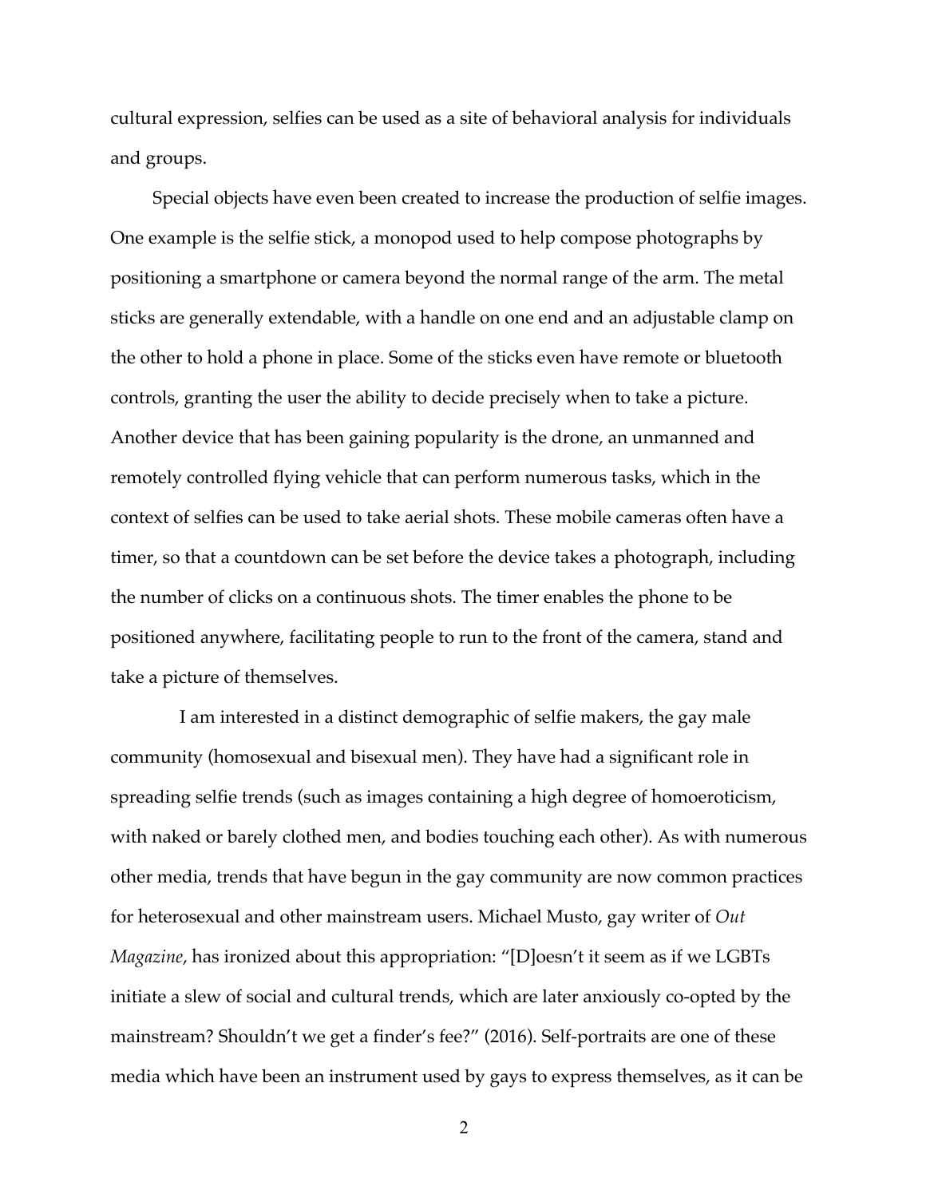cultural expression, selfies can be used as a site of behavioral analysis for individuals and groups.

Special objects have even been created to increase the production of selfie images. One example is the selfie stick, a monopod used to help compose photographs by positioning a smartphone or camera beyond the normal range of the arm. The metal sticks are generally extendable, with a handle on one end and an adjustable clamp on the other to hold a phone in place. Some of the sticks even have remote or bluetooth controls, granting the user the ability to decide precisely when to take a picture. Another device that has been gaining popularity is the drone, an unmanned and remotely controlled flying vehicle that can perform numerous tasks, which in the context of selfies can be used to take aerial shots. These mobile cameras often have a timer, so that a countdown can be set before the device takes a photograph, including the number of clicks on a continuous shots. The timer enables the phone to be positioned anywhere, facilitating people to run to the front of the camera, stand and take a picture of themselves.

I am interested in a distinct demographic of selfie makers, the gay male community (homosexual and bisexual men). They have had a significant role in spreading selfie trends (such as images containing a high degree of homoeroticism, with naked or barely clothed men, and bodies touching each other). As with numerous other media, trends that have begun in the gay community are now common practices for heterosexual and other mainstream users. Michael Musto, gay writer of *Out Magazine*, has ironized about this appropriation: "[D]oesn't it seem as if we LGBTs initiate a slew of social and cultural trends, which are later anxiously co-opted by the mainstream? Shouldn't we get a finder's fee?" (2016). Self-portraits are one of these media which have been an instrument used by gays to express themselves, as it can be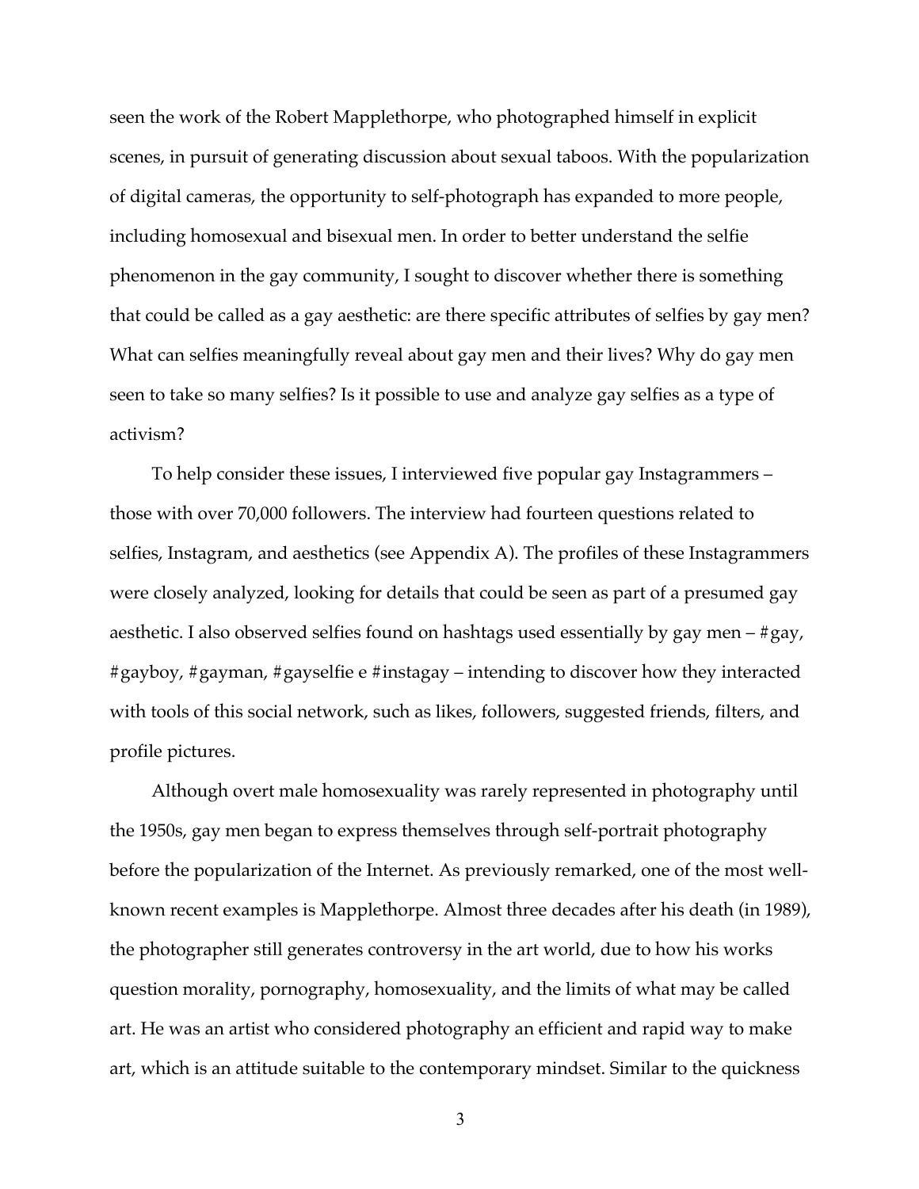seen the work of the Robert Mapplethorpe, who photographed himself in explicit scenes, in pursuit of generating discussion about sexual taboos. With the popularization of digital cameras, the opportunity to self-photograph has expanded to more people, including homosexual and bisexual men. In order to better understand the selfie phenomenon in the gay community, I sought to discover whether there is something that could be called as a gay aesthetic: are there specific attributes of selfies by gay men? What can selfies meaningfully reveal about gay men and their lives? Why do gay men seen to take so many selfies? Is it possible to use and analyze gay selfies as a type of activism?

To help consider these issues, I interviewed five popular gay Instagrammers – those with over 70,000 followers. The interview had fourteen questions related to selfies, Instagram, and aesthetics (see Appendix A). The profiles of these Instagrammers were closely analyzed, looking for details that could be seen as part of a presumed gay aesthetic. I also observed selfies found on hashtags used essentially by gay men – #gay, #gayboy, #gayman, #gayselfie e #instagay – intending to discover how they interacted with tools of this social network, such as likes, followers, suggested friends, filters, and profile pictures.

Although overt male homosexuality was rarely represented in photography until the 1950s, gay men began to express themselves through self-portrait photography before the popularization of the Internet. As previously remarked, one of the most well-known recent examples is Mapplethorpe. Almost three decades after his death (in 1989), the photographer still generates controversy in the art world, due to how his works question morality, pornography, homosexuality, and the limits of what may be called art. He was an artist who considered photography an efficient and rapid way to make art, which is an attitude suitable to the contemporary mindset. Similar to the quickness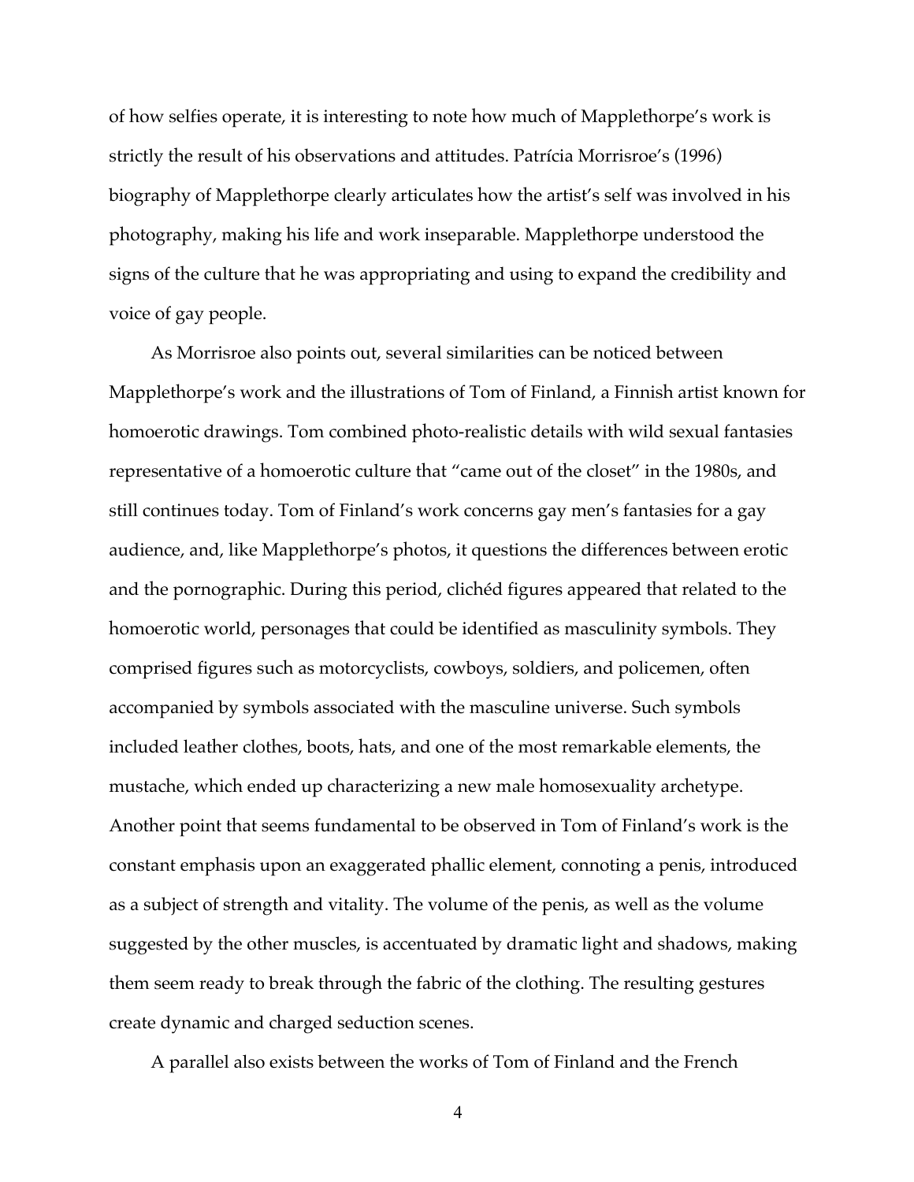of how selfies operate, it is interesting to note how much of Mapplethorpe's work is strictly the result of his observations and attitudes. Patrícia Morrisroe's (1996) biography of Mapplethorpe clearly articulates how the artist's self was involved in his photography, making his life and work inseparable. Mapplethorpe understood the signs of the culture that he was appropriating and using to expand the credibility and voice of gay people.

As Morrisroe also points out, several similarities can be noticed between Mapplethorpe's work and the illustrations of Tom of Finland, a Finnish artist known for homoerotic drawings. Tom combined photo-realistic details with wild sexual fantasies representative of a homoerotic culture that "came out of the closet" in the 1980s, and still continues today. Tom of Finland's work concerns gay men's fantasies for a gay audience, and, like Mapplethorpe's photos, it questions the differences between erotic and the pornographic. During this period, clichéd figures appeared that related to the homoerotic world, personages that could be identified as masculinity symbols. They comprised figures such as motorcyclists, cowboys, soldiers, and policemen, often accompanied by symbols associated with the masculine universe. Such symbols included leather clothes, boots, hats, and one of the most remarkable elements, the mustache, which ended up characterizing a new male homosexuality archetype. Another point that seems fundamental to be observed in Tom of Finland's work is the constant emphasis upon an exaggerated phallic element, connoting a penis, introduced as a subject of strength and vitality. The volume of the penis, as well as the volume suggested by the other muscles, is accentuated by dramatic light and shadows, making them seem ready to break through the fabric of the clothing. The resulting gestures create dynamic and charged seduction scenes.

A parallel also exists between the works of Tom of Finland and the French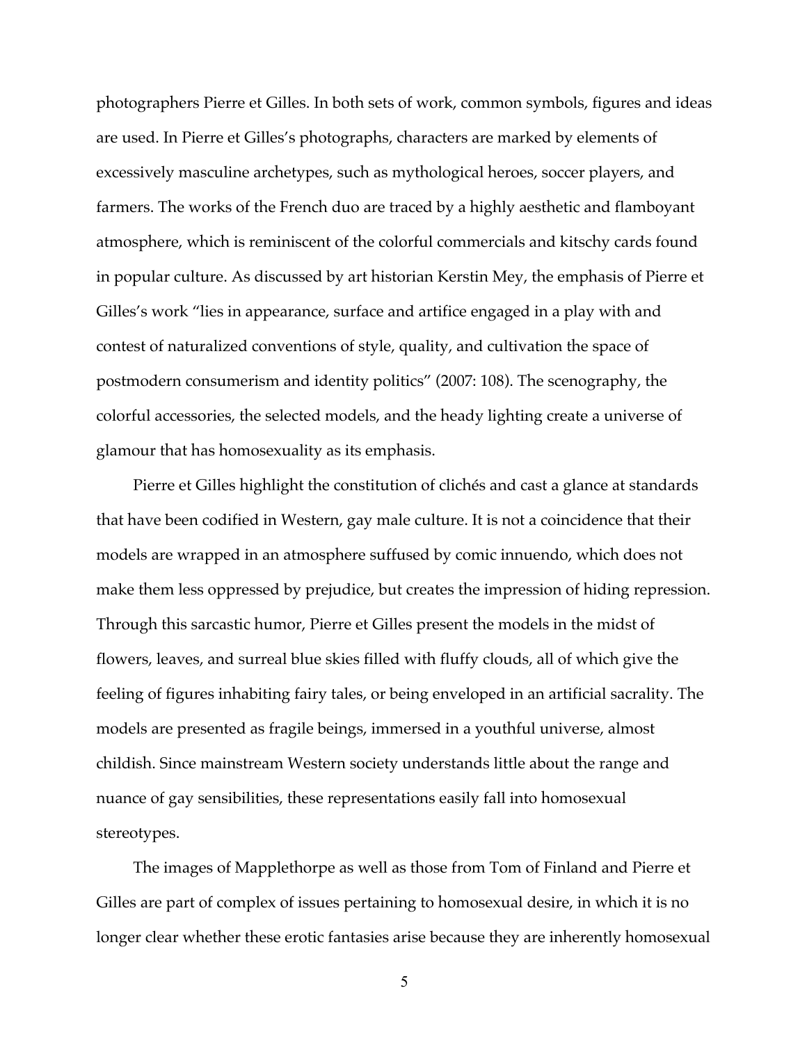photographers Pierre et Gilles. In both sets of work, common symbols, figures and ideas are used. In Pierre et Gilles's photographs, characters are marked by elements of excessively masculine archetypes, such as mythological heroes, soccer players, and farmers. The works of the French duo are traced by a highly aesthetic and flamboyant atmosphere, which is reminiscent of the colorful commercials and kitschy cards found in popular culture. As discussed by art historian Kerstin Mey, the emphasis of Pierre et Gilles's work "lies in appearance, surface and artifice engaged in a play with and contest of naturalized conventions of style, quality, and cultivation the space of postmodern consumerism and identity politics" (2007: 108). The scenography, the colorful accessories, the selected models, and the heady lighting create a universe of glamour that has homosexuality as its emphasis.

Pierre et Gilles highlight the constitution of clichés and cast a glance at standards that have been codified in Western, gay male culture. It is not a coincidence that their models are wrapped in an atmosphere suffused by comic innuendo, which does not make them less oppressed by prejudice, but creates the impression of hiding repression. Through this sarcastic humor, Pierre et Gilles present the models in the midst of flowers, leaves, and surreal blue skies filled with fluffy clouds, all of which give the feeling of figures inhabiting fairy tales, or being enveloped in an artificial sacrality. The models are presented as fragile beings, immersed in a youthful universe, almost childish. Since mainstream Western society understands little about the range and nuance of gay sensibilities, these representations easily fall into homosexual stereotypes.

The images of Mapplethorpe as well as those from Tom of Finland and Pierre et Gilles are part of complex of issues pertaining to homosexual desire, in which it is no longer clear whether these erotic fantasies arise because they are inherently homosexual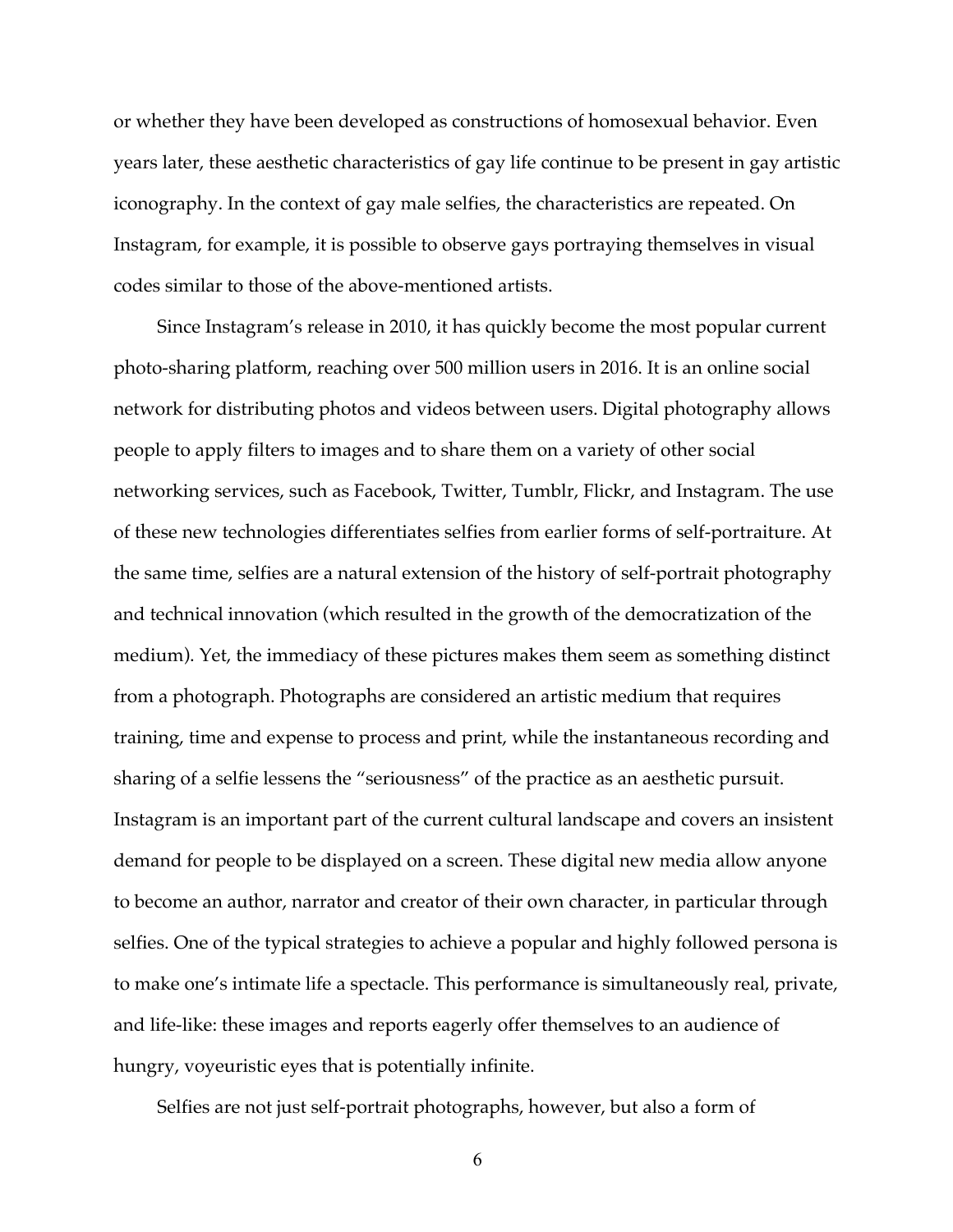or whether they have been developed as constructions of homosexual behavior. Even years later, these aesthetic characteristics of gay life continue to be present in gay artistic iconography. In the context of gay male selfies, the characteristics are repeated. On Instagram, for example, it is possible to observe gays portraying themselves in visual codes similar to those of the above-mentioned artists.

Since Instagram's release in 2010, it has quickly become the most popular current photo-sharing platform, reaching over 500 million users in 2016. It is an online social network for distributing photos and videos between users. Digital photography allows people to apply filters to images and to share them on a variety of other social networking services, such as Facebook, Twitter, Tumblr, Flickr, and Instagram. The use of these new technologies differentiates selfies from earlier forms of self-portraiture. At the same time, selfies are a natural extension of the history of self-portrait photography and technical innovation (which resulted in the growth of the democratization of the medium). Yet, the immediacy of these pictures makes them seem as something distinct from a photograph. Photographs are considered an artistic medium that requires training, time and expense to process and print, while the instantaneous recording and sharing of a selfie lessens the "seriousness" of the practice as an aesthetic pursuit. Instagram is an important part of the current cultural landscape and covers an insistent demand for people to be displayed on a screen. These digital new media allow anyone to become an author, narrator and creator of their own character, in particular through selfies. One of the typical strategies to achieve a popular and highly followed persona is to make one's intimate life a spectacle. This performance is simultaneously real, private, and life-like: these images and reports eagerly offer themselves to an audience of hungry, voyeuristic eyes that is potentially infinite.

Selfies are not just self-portrait photographs, however, but also a form of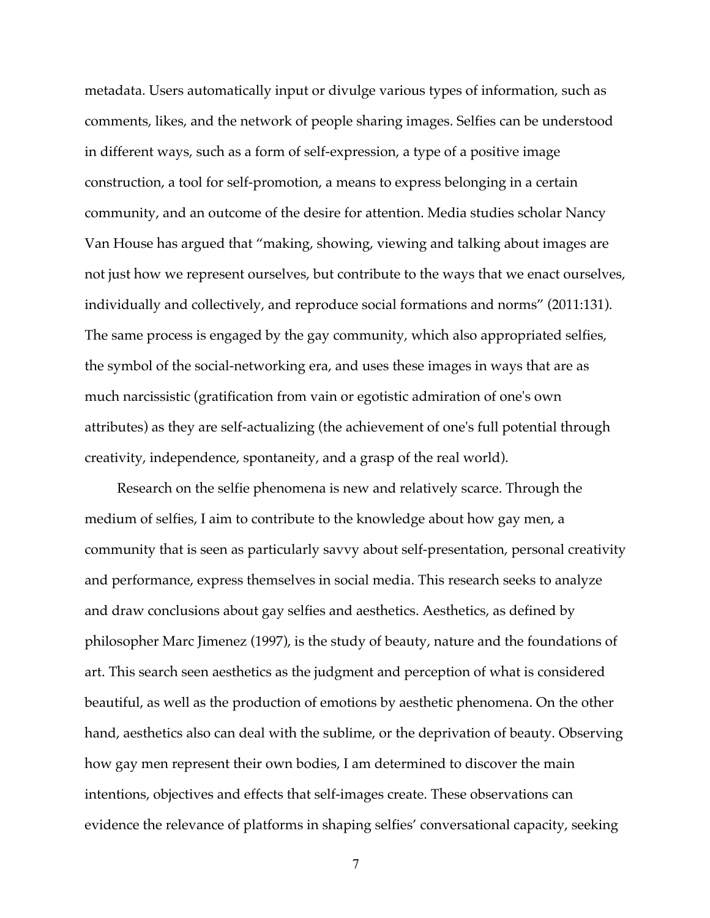metadata. Users automatically input or divulge various types of information, such as comments, likes, and the network of people sharing images. Selfies can be understood in different ways, such as a form of self-expression, a type of a positive image construction, a tool for self-promotion, a means to express belonging in a certain community, and an outcome of the desire for attention. Media studies scholar Nancy Van House has argued that "making, showing, viewing and talking about images are not just how we represent ourselves, but contribute to the ways that we enact ourselves, individually and collectively, and reproduce social formations and norms" (2011:131). The same process is engaged by the gay community, which also appropriated selfies, the symbol of the social-networking era, and uses these images in ways that are as much narcissistic (gratification from vain or egotistic admiration of one's own attributes) as they are self-actualizing (the achievement of one's full potential through creativity, independence, spontaneity, and a grasp of the real world).

Research on the selfie phenomena is new and relatively scarce. Through the medium of selfies, I aim to contribute to the knowledge about how gay men, a community that is seen as particularly savvy about self-presentation, personal creativity and performance, express themselves in social media. This research seeks to analyze and draw conclusions about gay selfies and aesthetics. Aesthetics, as defined by philosopher Marc Jimenez (1997), is the study of beauty, nature and the foundations of art. This search seen aesthetics as the judgment and perception of what is considered beautiful, as well as the production of emotions by aesthetic phenomena. On the other hand, aesthetics also can deal with the sublime, or the deprivation of beauty. Observing how gay men represent their own bodies, I am determined to discover the main intentions, objectives and effects that self-images create. These observations can evidence the relevance of platforms in shaping selfies' conversational capacity, seeking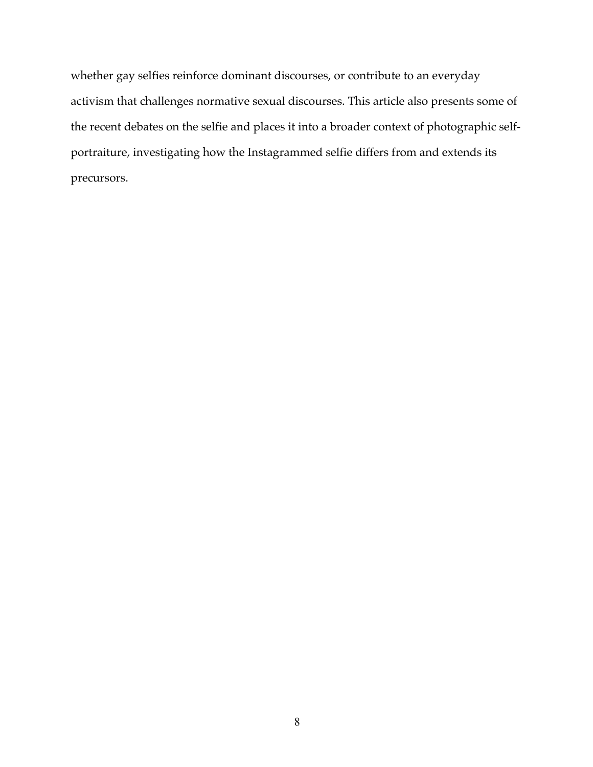whether gay selfies reinforce dominant discourses, or contribute to an everyday activism that challenges normative sexual discourses. This article also presents some of the recent debates on the selfie and places it into a broader context of photographic self-portraiture, investigating how the Instagrammed selfie differs from and extends its precursors.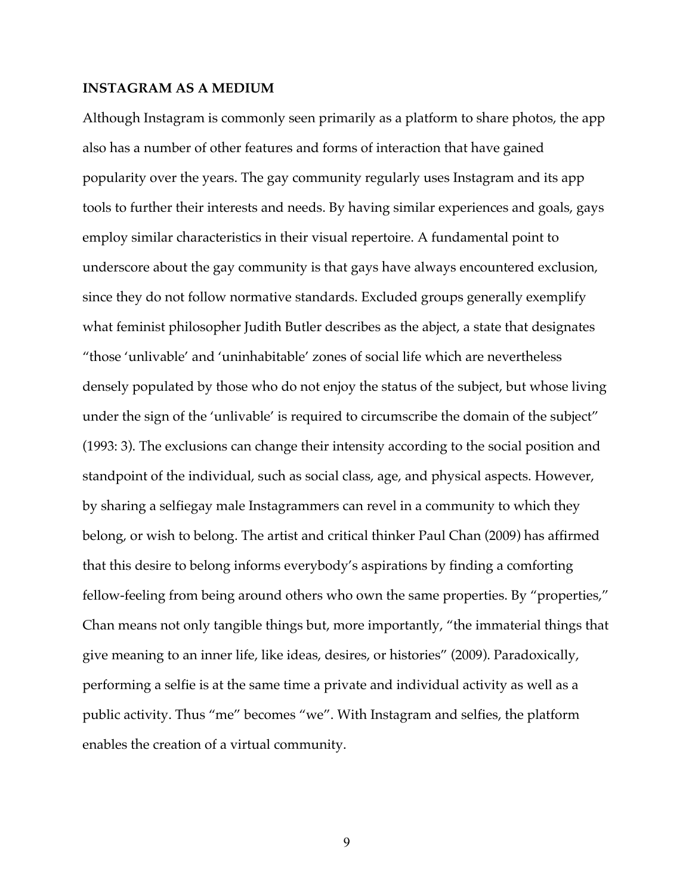**INSTAGRAM AS A MEDIUM**

Although Instagram is commonly seen primarily as a platform to share photos, the app also has a number of other features and forms of interaction that have gained popularity over the years. The gay community regularly uses Instagram and its app tools to further their interests and needs. By having similar experiences and goals, gays employ similar characteristics in their visual repertoire. A fundamental point to underscore about the gay community is that gays have always encountered exclusion, since they do not follow normative standards. Excluded groups generally exemplify what feminist philosopher Judith Butler describes as the abject, a state that designates "those 'unlivable' and 'uninhabitable' zones of social life which are nevertheless densely populated by those who do not enjoy the status of the subject, but whose living under the sign of the 'unlivable' is required to circumscribe the domain of the subject" (1993: 3). The exclusions can change their intensity according to the social position and standpoint of the individual, such as social class, age, and physical aspects. However, by sharing a selfiegay male Instagrammers can revel in a community to which they belong, or wish to belong. The artist and critical thinker Paul Chan (2009) has affirmed that this desire to belong informs everybody's aspirations by finding a comforting fellow-feeling from being around others who own the same properties. By "properties," Chan means not only tangible things but, more importantly, "the immaterial things that give meaning to an inner life, like ideas, desires, or histories" (2009). Paradoxically, performing a selfie is at the same time a private and individual activity as well as a public activity. Thus "me" becomes "we". With Instagram and selfies, the platform enables the creation of a virtual community.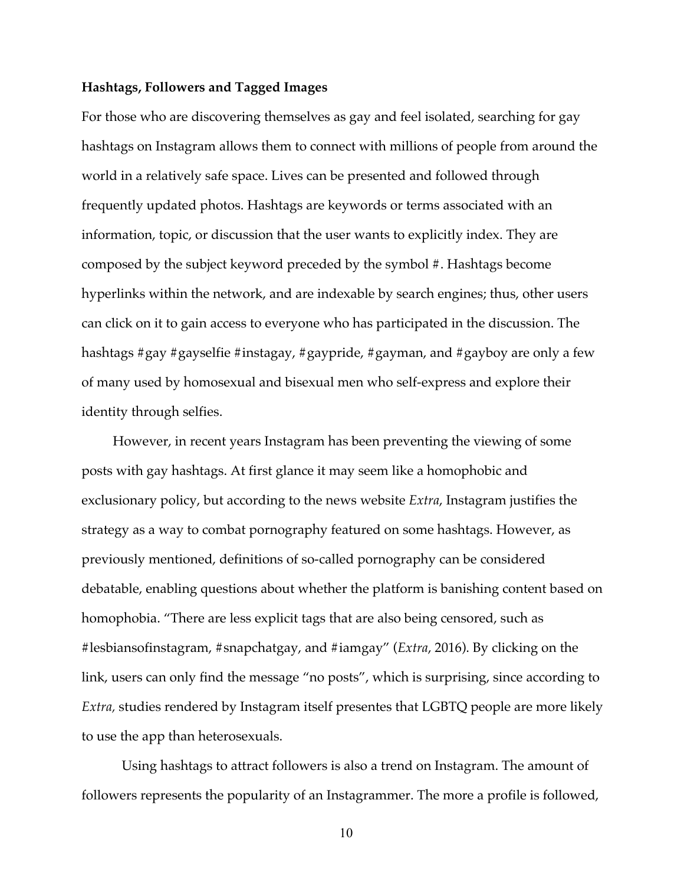### Hashtags, Followers and Tagged Images

For those who are discovering themselves as gay and feel isolated, searching for gay hashtags on Instagram allows them to connect with millions of people from around the world in a relatively safe space. Lives can be presented and followed through frequently updated photos. Hashtags are keywords or terms associated with an information, topic, or discussion that the user wants to explicitly index. They are composed by the subject keyword preceded by the symbol #. Hashtags become hyperlinks within the network, and are indexable by search engines; thus, other users can click on it to gain access to everyone who has participated in the discussion. The hashtags #gay #gayselfie #instagay, #gaypride, #gayman, and #gayboy are only a few of many used by homosexual and bisexual men who self-express and explore their identity through selfies.

However, in recent years Instagram has been preventing the viewing of some posts with gay hashtags. At first glance it may seem like a homophobic and exclusionary policy, but according to the news website *Extra*, Instagram justifies the strategy as a way to combat pornography featured on some hashtags. However, as previously mentioned, definitions of so-called pornography can be considered debatable, enabling questions about whether the platform is banishing content based on homophobia. “There are less explicit tags that are also being censored, such as #lesbiansofinstagram, #snapchatgay, and #iamgay” (*Extra*, 2016). By clicking on the link, users can only find the message “no posts”, which is surprising, since according to *Extra,* studies rendered by Instagram itself presentes that LGBTQ people are more likely to use the app than heterosexuals.

Using hashtags to attract followers is also a trend on Instagram. The amount of followers represents the popularity of an Instagrammer. The more a profile is followed,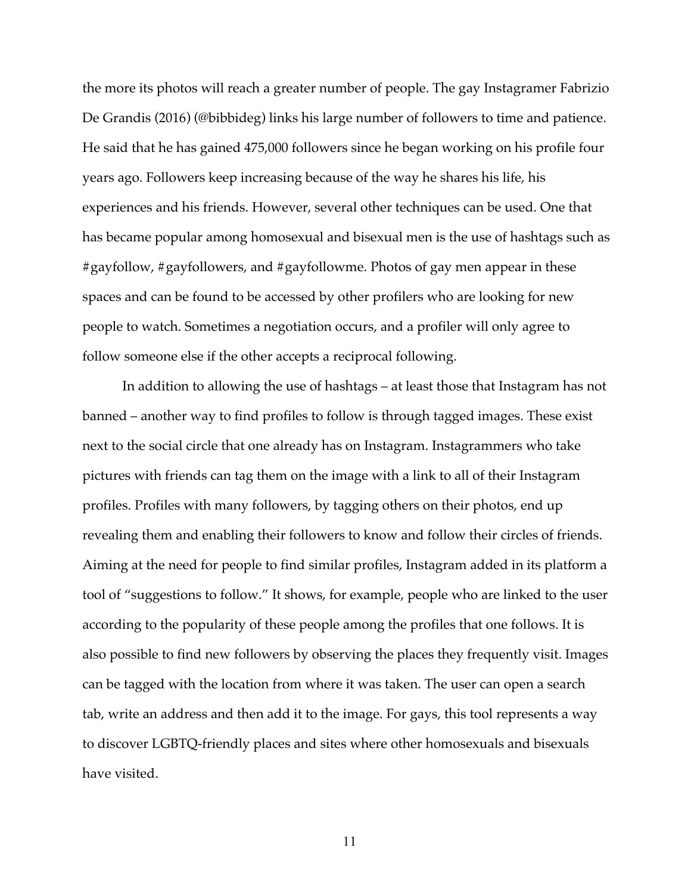the more its photos will reach a greater number of people. The gay Instagramer Fabrizio De Grandis (2016) (@bibbideg) links his large number of followers to time and patience. He said that he has gained 475,000 followers since he began working on his profile four years ago. Followers keep increasing because of the way he shares his life, his experiences and his friends. However, several other techniques can be used. One that has became popular among homosexual and bisexual men is the use of hashtags such as #gayfollow, #gayfollowers, and #gayfollowme. Photos of gay men appear in these spaces and can be found to be accessed by other profilers who are looking for new people to watch. Sometimes a negotiation occurs, and a profiler will only agree to follow someone else if the other accepts a reciprocal following.

In addition to allowing the use of hashtags – at least those that Instagram has not banned – another way to find profiles to follow is through tagged images. These exist next to the social circle that one already has on Instagram. Instagrammers who take pictures with friends can tag them on the image with a link to all of their Instagram profiles. Profiles with many followers, by tagging others on their photos, end up revealing them and enabling their followers to know and follow their circles of friends. Aiming at the need for people to find similar profiles, Instagram added in its platform a tool of "suggestions to follow." It shows, for example, people who are linked to the user according to the popularity of these people among the profiles that one follows. It is also possible to find new followers by observing the places they frequently visit. Images can be tagged with the location from where it was taken. The user can open a search tab, write an address and then add it to the image. For gays, this tool represents a way to discover LGBTQ-friendly places and sites where other homosexuals and bisexuals have visited.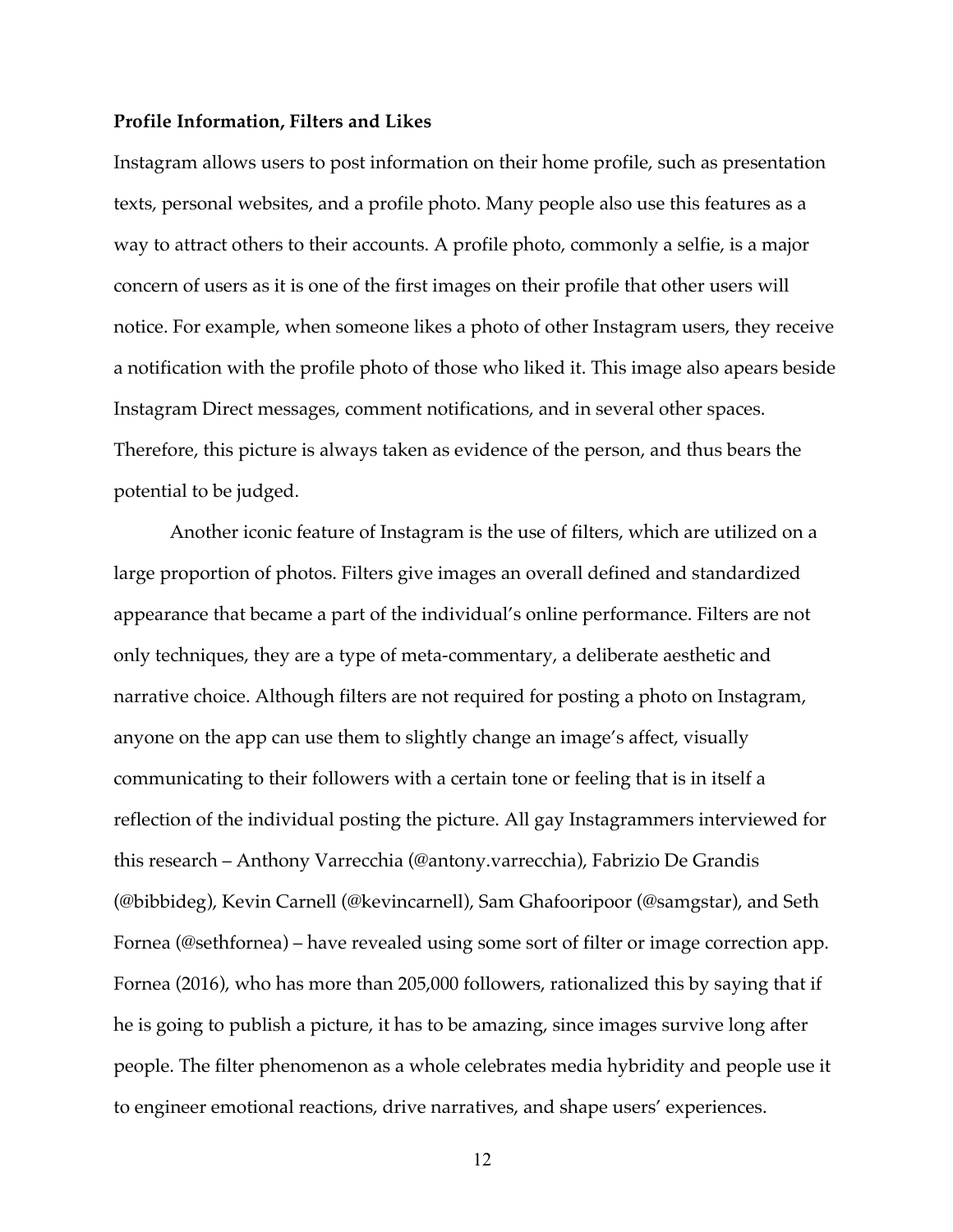**Profile Information, Filters and Likes**

Instagram allows users to post information on their home profile, such as presentation texts, personal websites, and a profile photo. Many people also use this features as a way to attract others to their accounts. A profile photo, commonly a selfie, is a major concern of users as it is one of the first images on their profile that other users will notice. For example, when someone likes a photo of other Instagram users, they receive a notification with the profile photo of those who liked it. This image also apears beside Instagram Direct messages, comment notifications, and in several other spaces. Therefore, this picture is always taken as evidence of the person, and thus bears the potential to be judged.

Another iconic feature of Instagram is the use of filters, which are utilized on a large proportion of photos. Filters give images an overall defined and standardized appearance that became a part of the individual's online performance. Filters are not only techniques, they are a type of meta-commentary, a deliberate aesthetic and narrative choice. Although filters are not required for posting a photo on Instagram, anyone on the app can use them to slightly change an image's affect, visually communicating to their followers with a certain tone or feeling that is in itself a reflection of the individual posting the picture. All gay Instagrammers interviewed for this research – Anthony Varrecchia (@antony.varrecchia), Fabrizio De Grandis (@bibbideg), Kevin Carnell (@kevincarnell), Sam Ghafooripoor (@samgstar), and Seth Fornea (@sethfornea) – have revealed using some sort of filter or image correction app. Fornea (2016), who has more than 205,000 followers, rationalized this by saying that if he is going to publish a picture, it has to be amazing, since images survive long after people. The filter phenomenon as a whole celebrates media hybridity and people use it to engineer emotional reactions, drive narratives, and shape users' experiences.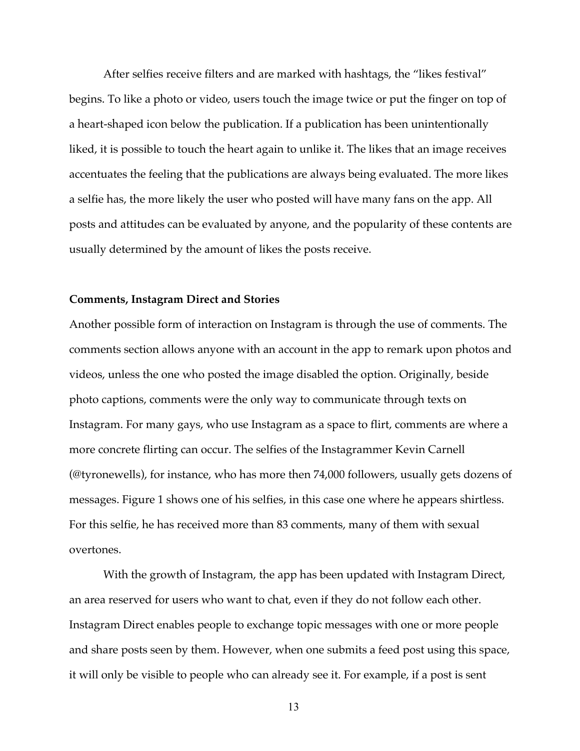After selfies receive filters and are marked with hashtags, the "likes festival" begins. To like a photo or video, users touch the image twice or put the finger on top of a heart-shaped icon below the publication. If a publication has been unintentionally liked, it is possible to touch the heart again to unlike it. The likes that an image receives accentuates the feeling that the publications are always being evaluated. The more likes a selfie has, the more likely the user who posted will have many fans on the app. All posts and attitudes can be evaluated by anyone, and the popularity of these contents are usually determined by the amount of likes the posts receive.

### Comments, Instagram Direct and Stories

Another possible form of interaction on Instagram is through the use of comments. The comments section allows anyone with an account in the app to remark upon photos and videos, unless the one who posted the image disabled the option. Originally, beside photo captions, comments were the only way to communicate through texts on Instagram. For many gays, who use Instagram as a space to flirt, comments are where a more concrete flirting can occur. The selfies of the Instagrammer Kevin Carnell (@tyronewells), for instance, who has more then 74,000 followers, usually gets dozens of messages. Figure 1 shows one of his selfies, in this case one where he appears shirtless. For this selfie, he has received more than 83 comments, many of them with sexual overtones.

With the growth of Instagram, the app has been updated with Instagram Direct, an area reserved for users who want to chat, even if they do not follow each other. Instagram Direct enables people to exchange topic messages with one or more people and share posts seen by them. However, when one submits a feed post using this space, it will only be visible to people who can already see it. For example, if a post is sent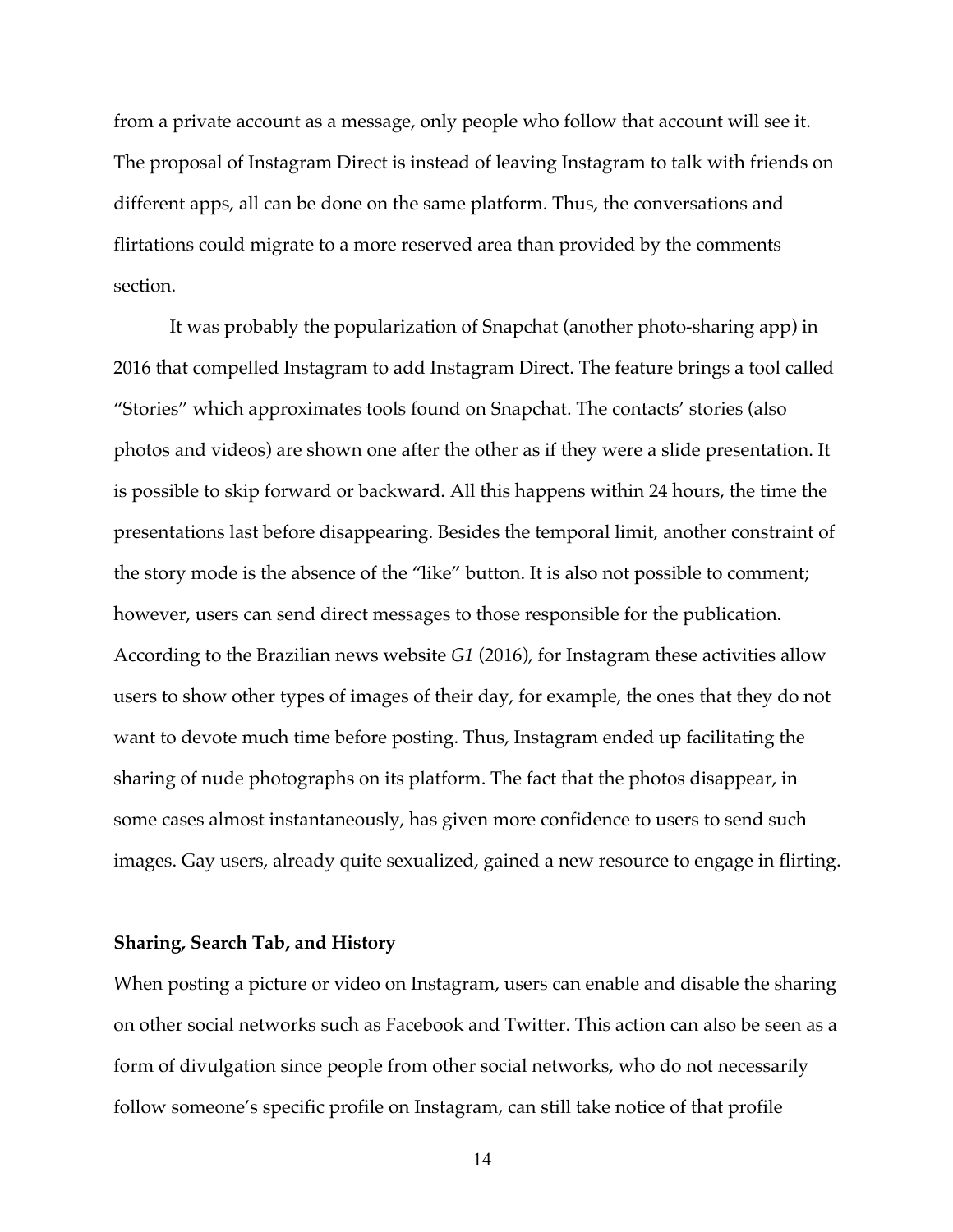from a private account as a message, only people who follow that account will see it. The proposal of Instagram Direct is instead of leaving Instagram to talk with friends on different apps, all can be done on the same platform. Thus, the conversations and flirtations could migrate to a more reserved area than provided by the comments section.

It was probably the popularization of Snapchat (another photo-sharing app) in 2016 that compelled Instagram to add Instagram Direct. The feature brings a tool called "Stories" which approximates tools found on Snapchat. The contacts' stories (also photos and videos) are shown one after the other as if they were a slide presentation. It is possible to skip forward or backward. All this happens within 24 hours, the time the presentations last before disappearing. Besides the temporal limit, another constraint of the story mode is the absence of the "like" button. It is also not possible to comment; however, users can send direct messages to those responsible for the publication. According to the Brazilian news website *G1* (2016), for Instagram these activities allow users to show other types of images of their day, for example, the ones that they do not want to devote much time before posting. Thus, Instagram ended up facilitating the sharing of nude photographs on its platform. The fact that the photos disappear, in some cases almost instantaneously, has given more confidence to users to send such images. Gay users, already quite sexualized, gained a new resource to engage in flirting.

**Sharing, Search Tab, and History**

When posting a picture or video on Instagram, users can enable and disable the sharing on other social networks such as Facebook and Twitter. This action can also be seen as a form of divulgation since people from other social networks, who do not necessarily follow someone's specific profile on Instagram, can still take notice of that profile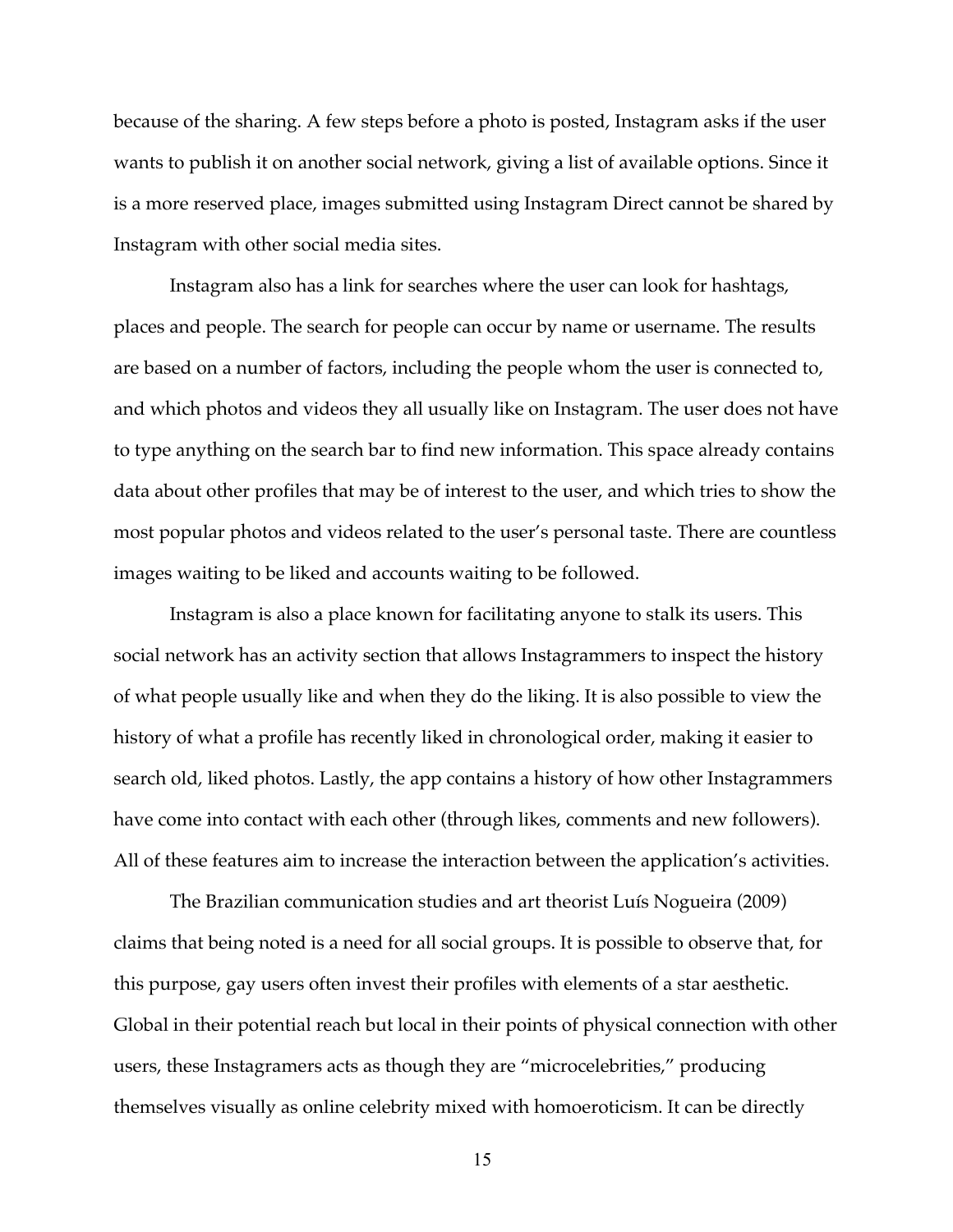because of the sharing. A few steps before a photo is posted, Instagram asks if the user wants to publish it on another social network, giving a list of available options. Since it is a more reserved place, images submitted using Instagram Direct cannot be shared by Instagram with other social media sites.

Instagram also has a link for searches where the user can look for hashtags, places and people. The search for people can occur by name or username. The results are based on a number of factors, including the people whom the user is connected to, and which photos and videos they all usually like on Instagram. The user does not have to type anything on the search bar to find new information. This space already contains data about other profiles that may be of interest to the user, and which tries to show the most popular photos and videos related to the user's personal taste. There are countless images waiting to be liked and accounts waiting to be followed.

Instagram is also a place known for facilitating anyone to stalk its users. This social network has an activity section that allows Instagrammers to inspect the history of what people usually like and when they do the liking. It is also possible to view the history of what a profile has recently liked in chronological order, making it easier to search old, liked photos. Lastly, the app contains a history of how other Instagrammers have come into contact with each other (through likes, comments and new followers). All of these features aim to increase the interaction between the application's activities.

The Brazilian communication studies and art theorist Luís Nogueira (2009) claims that being noted is a need for all social groups. It is possible to observe that, for this purpose, gay users often invest their profiles with elements of a star aesthetic. Global in their potential reach but local in their points of physical connection with other users, these Instagramers acts as though they are "microcelebrities," producing themselves visually as online celebrity mixed with homoeroticism. It can be directly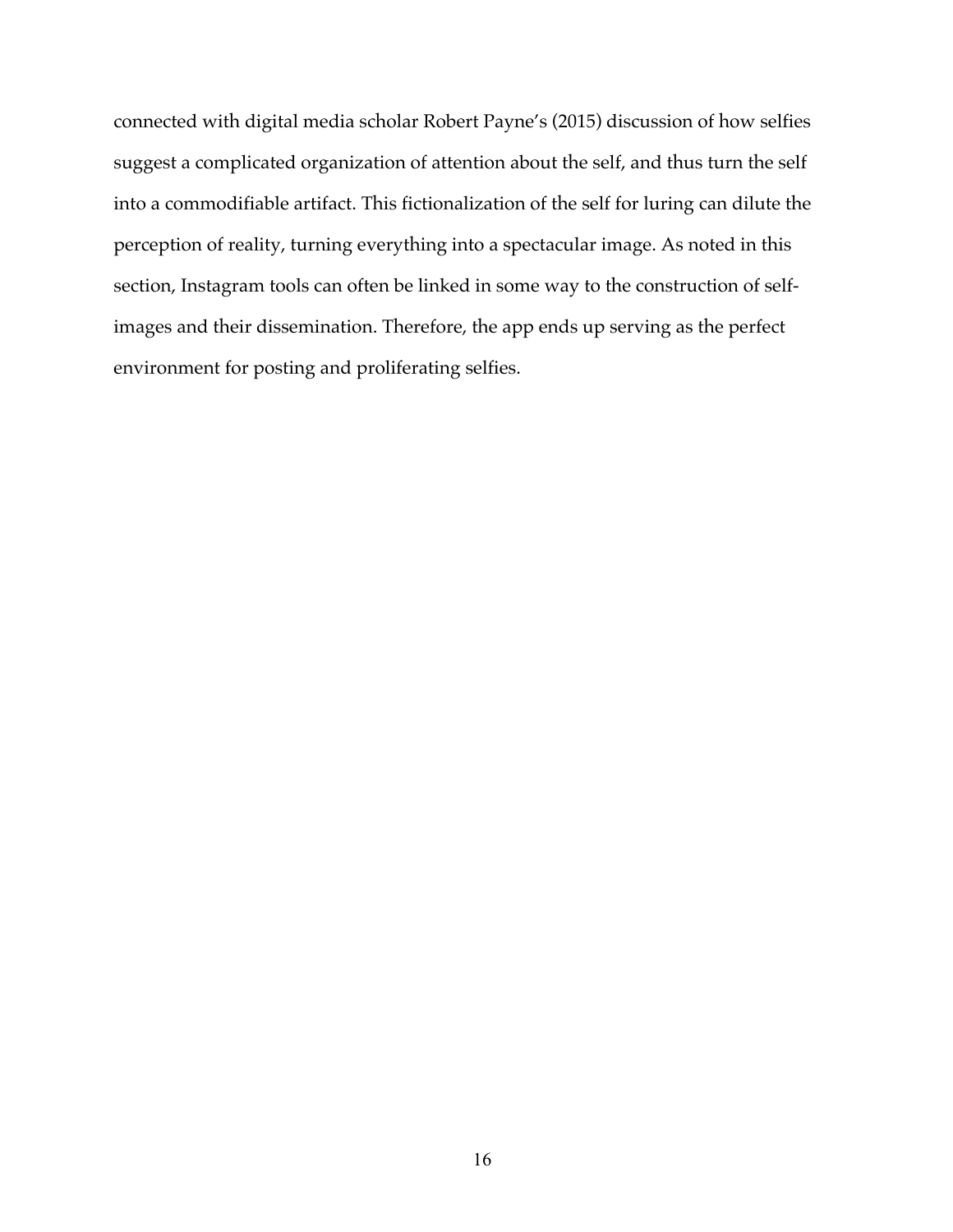connected with digital media scholar Robert Payne's (2015) discussion of how selfies suggest a complicated organization of attention about the self, and thus turn the self into a commodifiable artifact. This fictionalization of the self for luring can dilute the perception of reality, turning everything into a spectacular image. As noted in this section, Instagram tools can often be linked in some way to the construction of self-images and their dissemination. Therefore, the app ends up serving as the perfect environment for posting and proliferating selfies.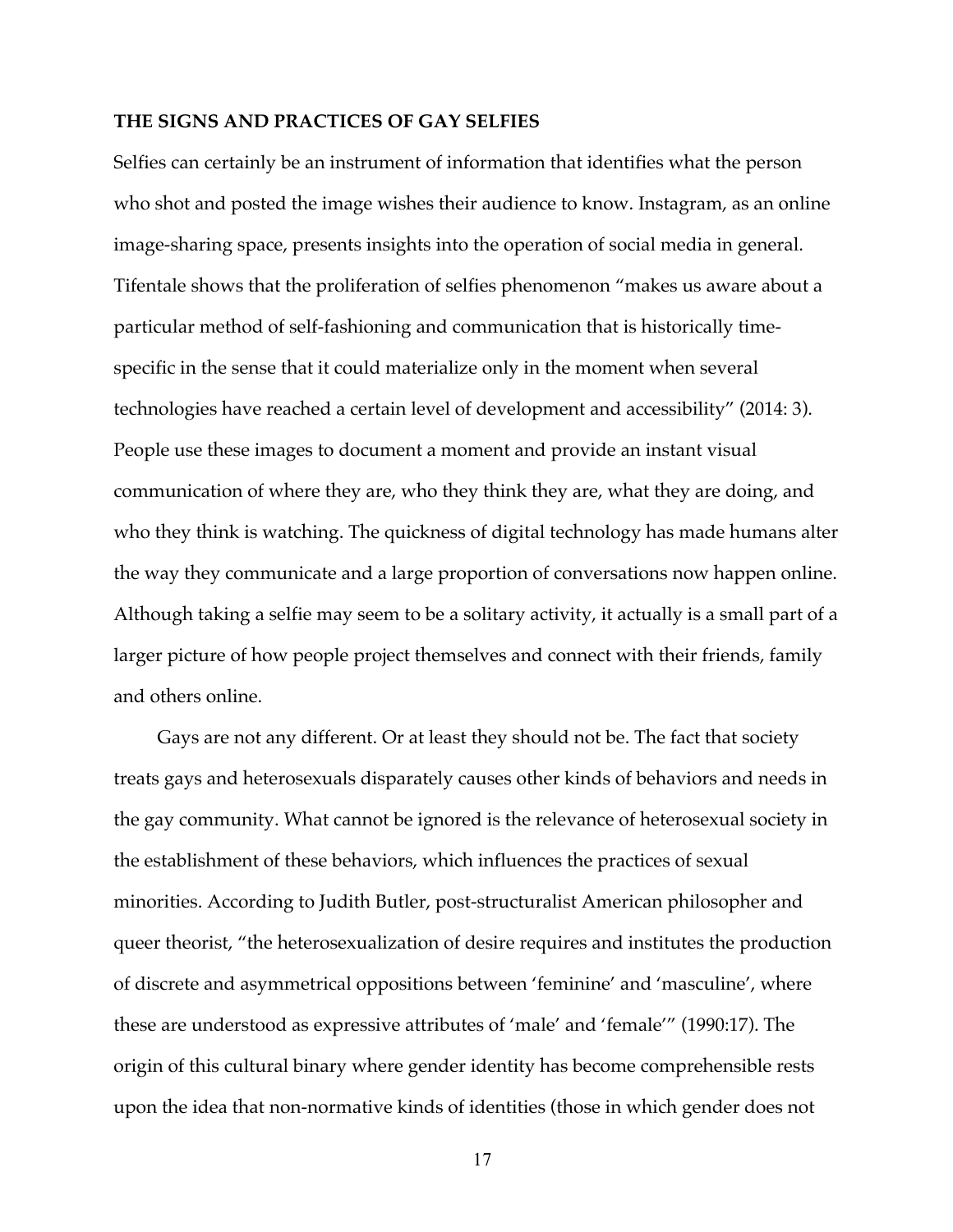## THE SIGNS AND PRACTICES OF GAY SELFIES

Selfies can certainly be an instrument of information that identifies what the person who shot and posted the image wishes their audience to know. Instagram, as an online image-sharing space, presents insights into the operation of social media in general. Tifentale shows that the proliferation of selfies phenomenon "makes us aware about a particular method of self-fashioning and communication that is historically time-specific in the sense that it could materialize only in the moment when several technologies have reached a certain level of development and accessibility" (2014: 3). People use these images to document a moment and provide an instant visual communication of where they are, who they think they are, what they are doing, and who they think is watching. The quickness of digital technology has made humans alter the way they communicate and a large proportion of conversations now happen online. Although taking a selfie may seem to be a solitary activity, it actually is a small part of a larger picture of how people project themselves and connect with their friends, family and others online.

Gays are not any different. Or at least they should not be. The fact that society treats gays and heterosexuals disparately causes other kinds of behaviors and needs in the gay community. What cannot be ignored is the relevance of heterosexual society in the establishment of these behaviors, which influences the practices of sexual minorities. According to Judith Butler, post-structuralist American philosopher and queer theorist, "the heterosexualization of desire requires and institutes the production of discrete and asymmetrical oppositions between 'feminine' and 'masculine', where these are understood as expressive attributes of 'male' and 'female'" (1990:17). The origin of this cultural binary where gender identity has become comprehensible rests upon the idea that non-normative kinds of identities (those in which gender does not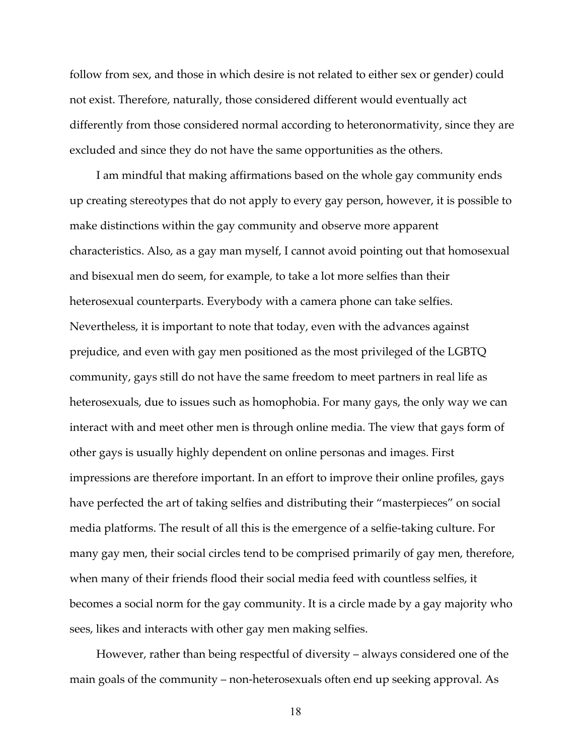follow from sex, and those in which desire is not related to either sex or gender) could not exist. Therefore, naturally, those considered different would eventually act differently from those considered normal according to heteronormativity, since they are excluded and since they do not have the same opportunities as the others.

I am mindful that making affirmations based on the whole gay community ends up creating stereotypes that do not apply to every gay person, however, it is possible to make distinctions within the gay community and observe more apparent characteristics. Also, as a gay man myself, I cannot avoid pointing out that homosexual and bisexual men do seem, for example, to take a lot more selfies than their heterosexual counterparts. Everybody with a camera phone can take selfies. Nevertheless, it is important to note that today, even with the advances against prejudice, and even with gay men positioned as the most privileged of the LGBTQ community, gays still do not have the same freedom to meet partners in real life as heterosexuals, due to issues such as homophobia. For many gays, the only way we can interact with and meet other men is through online media. The view that gays form of other gays is usually highly dependent on online personas and images. First impressions are therefore important. In an effort to improve their online profiles, gays have perfected the art of taking selfies and distributing their "masterpieces" on social media platforms. The result of all this is the emergence of a selfie-taking culture. For many gay men, their social circles tend to be comprised primarily of gay men, therefore, when many of their friends flood their social media feed with countless selfies, it becomes a social norm for the gay community. It is a circle made by a gay majority who sees, likes and interacts with other gay men making selfies.

However, rather than being respectful of diversity – always considered one of the main goals of the community – non-heterosexuals often end up seeking approval. As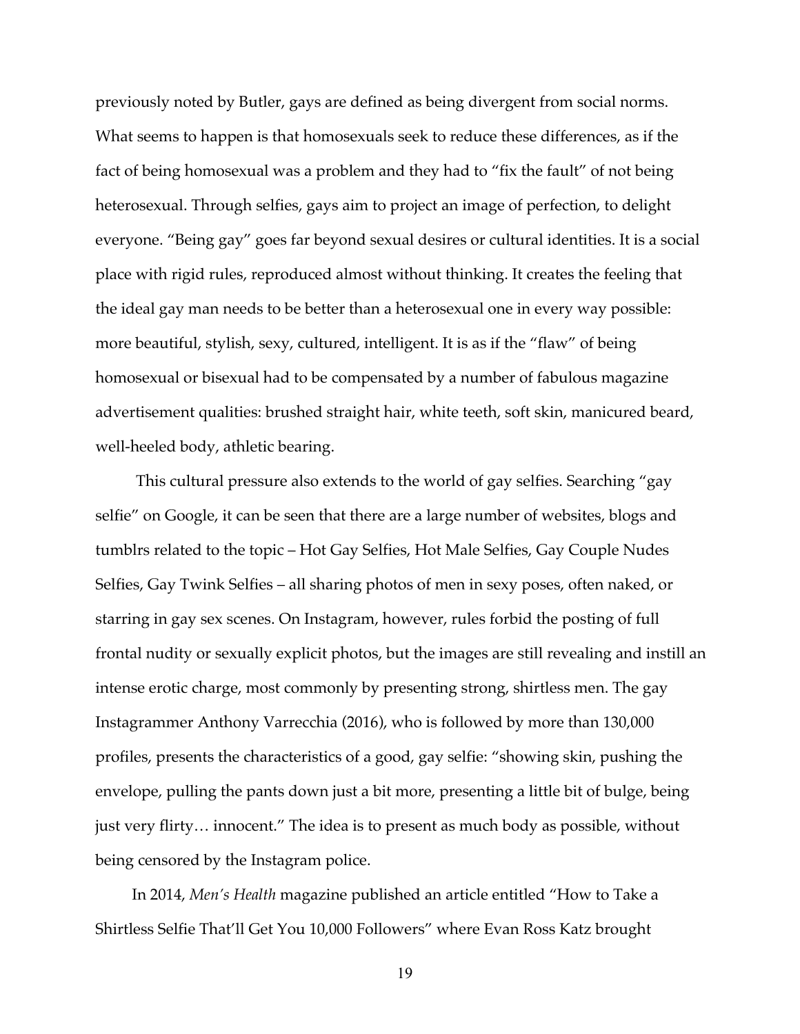previously noted by Butler, gays are defined as being divergent from social norms. What seems to happen is that homosexuals seek to reduce these differences, as if the fact of being homosexual was a problem and they had to "fix the fault" of not being heterosexual. Through selfies, gays aim to project an image of perfection, to delight everyone. "Being gay" goes far beyond sexual desires or cultural identities. It is a social place with rigid rules, reproduced almost without thinking. It creates the feeling that the ideal gay man needs to be better than a heterosexual one in every way possible: more beautiful, stylish, sexy, cultured, intelligent. It is as if the "flaw" of being homosexual or bisexual had to be compensated by a number of fabulous magazine advertisement qualities: brushed straight hair, white teeth, soft skin, manicured beard, well-heeled body, athletic bearing.

This cultural pressure also extends to the world of gay selfies. Searching "gay selfie" on Google, it can be seen that there are a large number of websites, blogs and tumblrs related to the topic – Hot Gay Selfies, Hot Male Selfies, Gay Couple Nudes Selfies, Gay Twink Selfies – all sharing photos of men in sexy poses, often naked, or starring in gay sex scenes. On Instagram, however, rules forbid the posting of full frontal nudity or sexually explicit photos, but the images are still revealing and instill an intense erotic charge, most commonly by presenting strong, shirtless men. The gay Instagrammer Anthony Varrecchia (2016), who is followed by more than 130,000 profiles, presents the characteristics of a good, gay selfie: "showing skin, pushing the envelope, pulling the pants down just a bit more, presenting a little bit of bulge, being just very flirty… innocent." The idea is to present as much body as possible, without being censored by the Instagram police.

In 2014, *Men's Health* magazine published an article entitled "How to Take a Shirtless Selfie That'll Get You 10,000 Followers" where Evan Ross Katz brought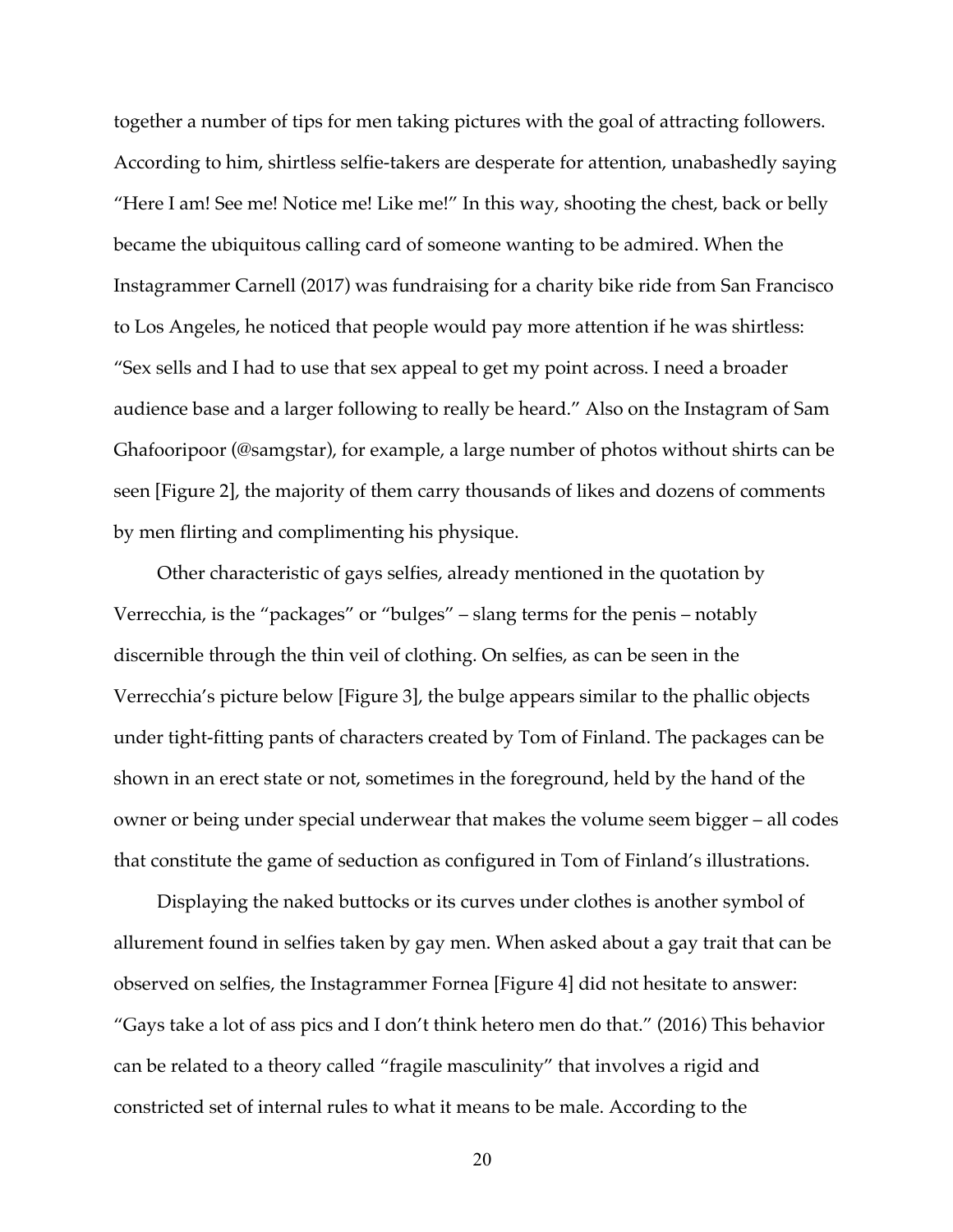together a number of tips for men taking pictures with the goal of attracting followers. According to him, shirtless selfie-takers are desperate for attention, unabashedly saying "Here I am! See me! Notice me! Like me!" In this way, shooting the chest, back or belly became the ubiquitous calling card of someone wanting to be admired. When the Instagrammer Carnell (2017) was fundraising for a charity bike ride from San Francisco to Los Angeles, he noticed that people would pay more attention if he was shirtless: "Sex sells and I had to use that sex appeal to get my point across. I need a broader audience base and a larger following to really be heard." Also on the Instagram of Sam Ghafooripoor (@samgstar), for example, a large number of photos without shirts can be seen [Figure 2], the majority of them carry thousands of likes and dozens of comments by men flirting and complimenting his physique.

Other characteristic of gays selfies, already mentioned in the quotation by Verrecchia, is the "packages" or "bulges" – slang terms for the penis – notably discernible through the thin veil of clothing. On selfies, as can be seen in the Verrecchia's picture below [Figure 3], the bulge appears similar to the phallic objects under tight-fitting pants of characters created by Tom of Finland. The packages can be shown in an erect state or not, sometimes in the foreground, held by the hand of the owner or being under special underwear that makes the volume seem bigger – all codes that constitute the game of seduction as configured in Tom of Finland's illustrations.

Displaying the naked buttocks or its curves under clothes is another symbol of allurement found in selfies taken by gay men. When asked about a gay trait that can be observed on selfies, the Instagrammer Fornea [Figure 4] did not hesitate to answer: "Gays take a lot of ass pics and I don't think hetero men do that." (2016) This behavior can be related to a theory called "fragile masculinity" that involves a rigid and constricted set of internal rules to what it means to be male. According to the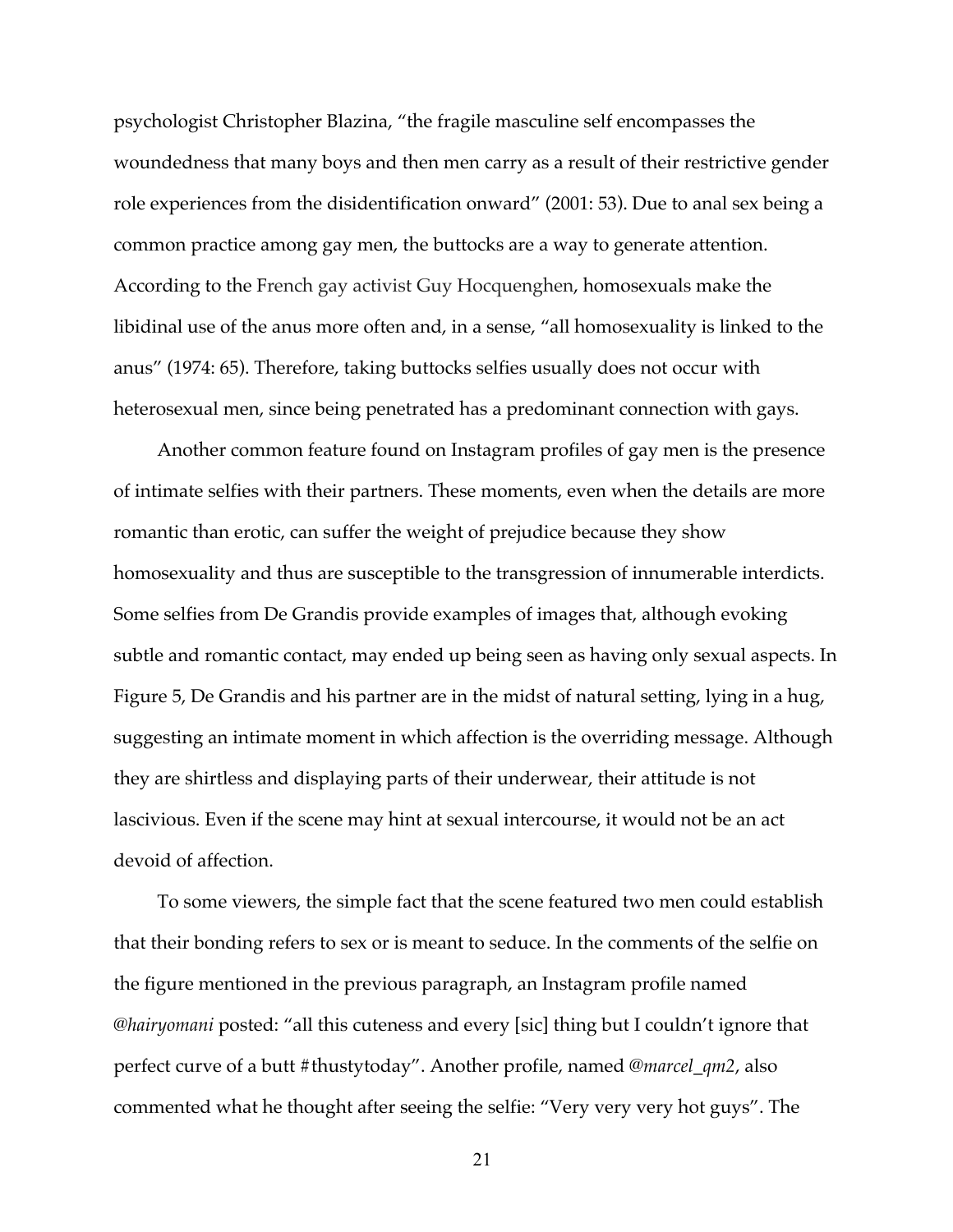psychologist Christopher Blazina, "the fragile masculine self encompasses the woundedness that many boys and then men carry as a result of their restrictive gender role experiences from the disidentification onward" (2001: 53). Due to anal sex being a common practice among gay men, the buttocks are a way to generate attention. According to the French gay activist Guy Hocquenghen, homosexuals make the libidinal use of the anus more often and, in a sense, "all homosexuality is linked to the anus" (1974: 65). Therefore, taking buttocks selfies usually does not occur with heterosexual men, since being penetrated has a predominant connection with gays.

Another common feature found on Instagram profiles of gay men is the presence of intimate selfies with their partners. These moments, even when the details are more romantic than erotic, can suffer the weight of prejudice because they show homosexuality and thus are susceptible to the transgression of innumerable interdicts. Some selfies from De Grandis provide examples of images that, although evoking subtle and romantic contact, may ended up being seen as having only sexual aspects. In Figure 5, De Grandis and his partner are in the midst of natural setting, lying in a hug, suggesting an intimate moment in which affection is the overriding message. Although they are shirtless and displaying parts of their underwear, their attitude is not lascivious. Even if the scene may hint at sexual intercourse, it would not be an act devoid of affection.

To some viewers, the simple fact that the scene featured two men could establish that their bonding refers to sex or is meant to seduce. In the comments of the selfie on the figure mentioned in the previous paragraph, an Instagram profile named *@hairyomani* posted: "all this cuteness and every [sic] thing but I couldn't ignore that perfect curve of a butt #thustytoday". Another profile, named *@marcel_qm2*, also commented what he thought after seeing the selfie: "Very very very hot guys". The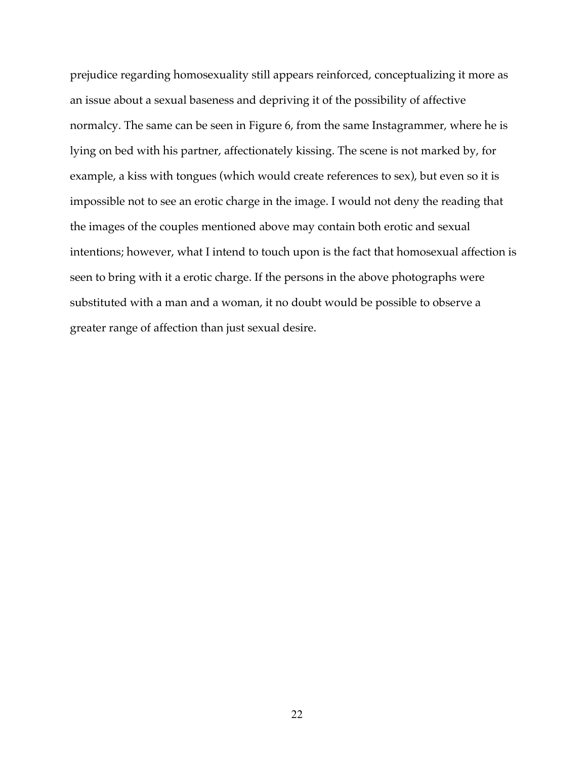prejudice regarding homosexuality still appears reinforced, conceptualizing it more as an issue about a sexual baseness and depriving it of the possibility of affective normalcy. The same can be seen in Figure 6, from the same Instagrammer, where he is lying on bed with his partner, affectionately kissing. The scene is not marked by, for example, a kiss with tongues (which would create references to sex), but even so it is impossible not to see an erotic charge in the image. I would not deny the reading that the images of the couples mentioned above may contain both erotic and sexual intentions; however, what I intend to touch upon is the fact that homosexual affection is seen to bring with it a erotic charge. If the persons in the above photographs were substituted with a man and a woman, it no doubt would be possible to observe a greater range of affection than just sexual desire.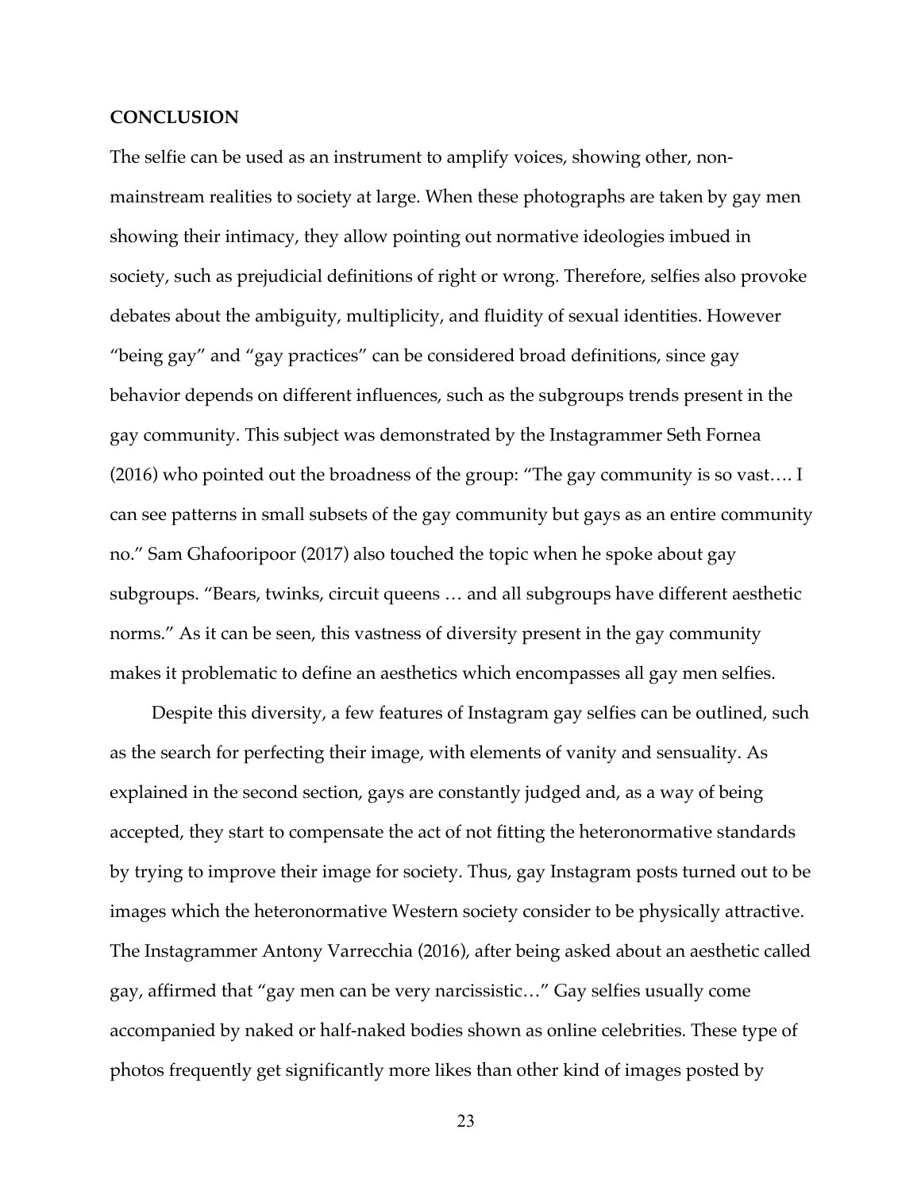**CONCLUSION**

The selfie can be used as an instrument to amplify voices, showing other, non-mainstream realities to society at large. When these photographs are taken by gay men showing their intimacy, they allow pointing out normative ideologies imbued in society, such as prejudicial definitions of right or wrong. Therefore, selfies also provoke debates about the ambiguity, multiplicity, and fluidity of sexual identities. However "being gay" and "gay practices" can be considered broad definitions, since gay behavior depends on different influences, such as the subgroups trends present in the gay community. This subject was demonstrated by the Instagrammer Seth Fornea (2016) who pointed out the broadness of the group: "The gay community is so vast…. I can see patterns in small subsets of the gay community but gays as an entire community no." Sam Ghafooripoor (2017) also touched the topic when he spoke about gay subgroups. "Bears, twinks, circuit queens … and all subgroups have different aesthetic norms." As it can be seen, this vastness of diversity present in the gay community makes it problematic to define an aesthetics which encompasses all gay men selfies.

Despite this diversity, a few features of Instagram gay selfies can be outlined, such as the search for perfecting their image, with elements of vanity and sensuality. As explained in the second section, gays are constantly judged and, as a way of being accepted, they start to compensate the act of not fitting the heteronormative standards by trying to improve their image for society. Thus, gay Instagram posts turned out to be images which the heteronormative Western society consider to be physically attractive. The Instagrammer Antony Varrecchia (2016), after being asked about an aesthetic called gay, affirmed that "gay men can be very narcissistic…" Gay selfies usually come accompanied by naked or half-naked bodies shown as online celebrities. These type of photos frequently get significantly more likes than other kind of images posted by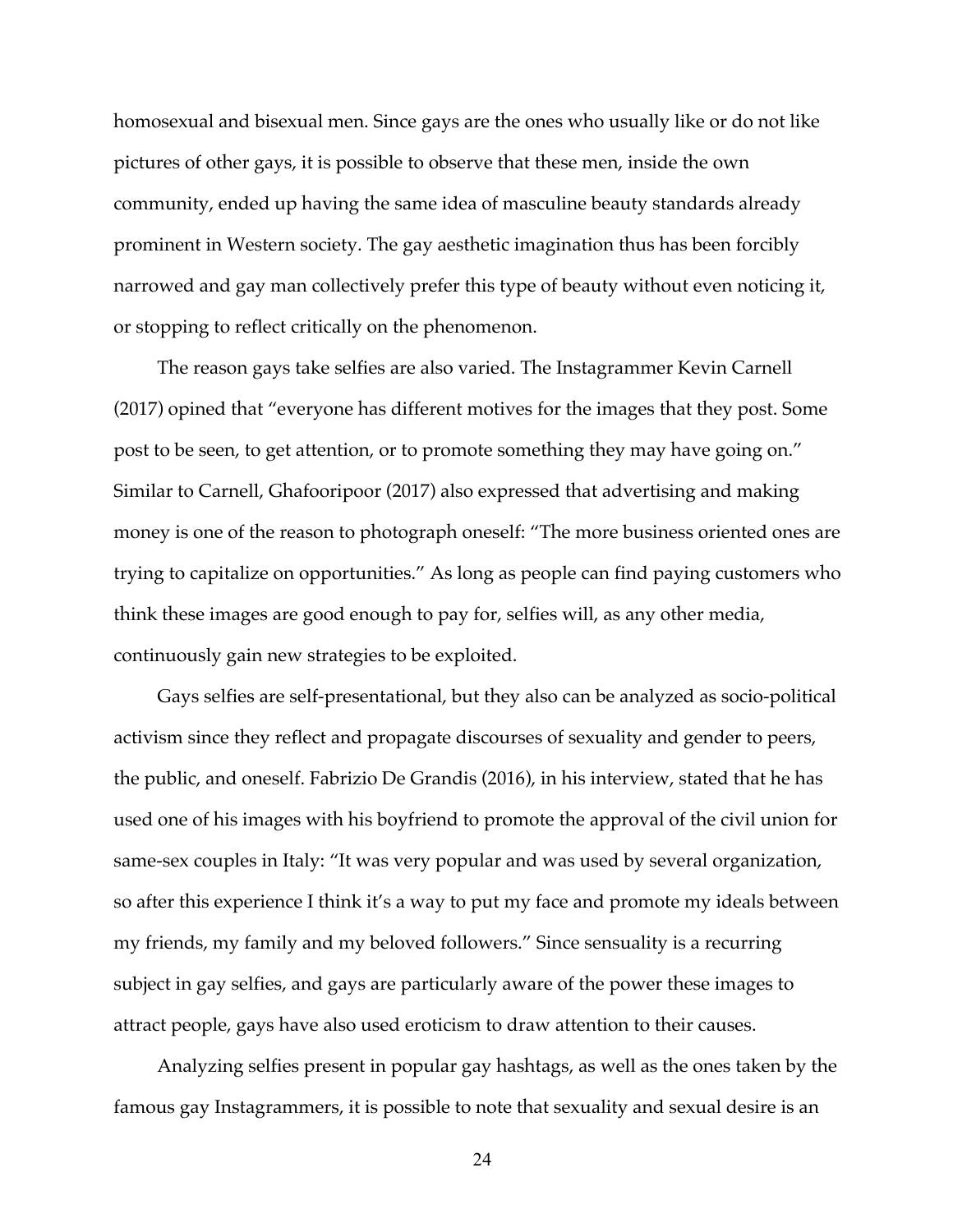homosexual and bisexual men. Since gays are the ones who usually like or do not like pictures of other gays, it is possible to observe that these men, inside the own community, ended up having the same idea of masculine beauty standards already prominent in Western society. The gay aesthetic imagination thus has been forcibly narrowed and gay man collectively prefer this type of beauty without even noticing it, or stopping to reflect critically on the phenomenon.

The reason gays take selfies are also varied. The Instagrammer Kevin Carnell (2017) opined that "everyone has different motives for the images that they post. Some post to be seen, to get attention, or to promote something they may have going on." Similar to Carnell, Ghafooripoor (2017) also expressed that advertising and making money is one of the reason to photograph oneself: "The more business oriented ones are trying to capitalize on opportunities." As long as people can find paying customers who think these images are good enough to pay for, selfies will, as any other media, continuously gain new strategies to be exploited.

Gays selfies are self-presentational, but they also can be analyzed as socio-political activism since they reflect and propagate discourses of sexuality and gender to peers, the public, and oneself. Fabrizio De Grandis (2016), in his interview, stated that he has used one of his images with his boyfriend to promote the approval of the civil union for same-sex couples in Italy: "It was very popular and was used by several organization, so after this experience I think it's a way to put my face and promote my ideals between my friends, my family and my beloved followers." Since sensuality is a recurring subject in gay selfies, and gays are particularly aware of the power these images to attract people, gays have also used eroticism to draw attention to their causes.

Analyzing selfies present in popular gay hashtags, as well as the ones taken by the famous gay Instagrammers, it is possible to note that sexuality and sexual desire is an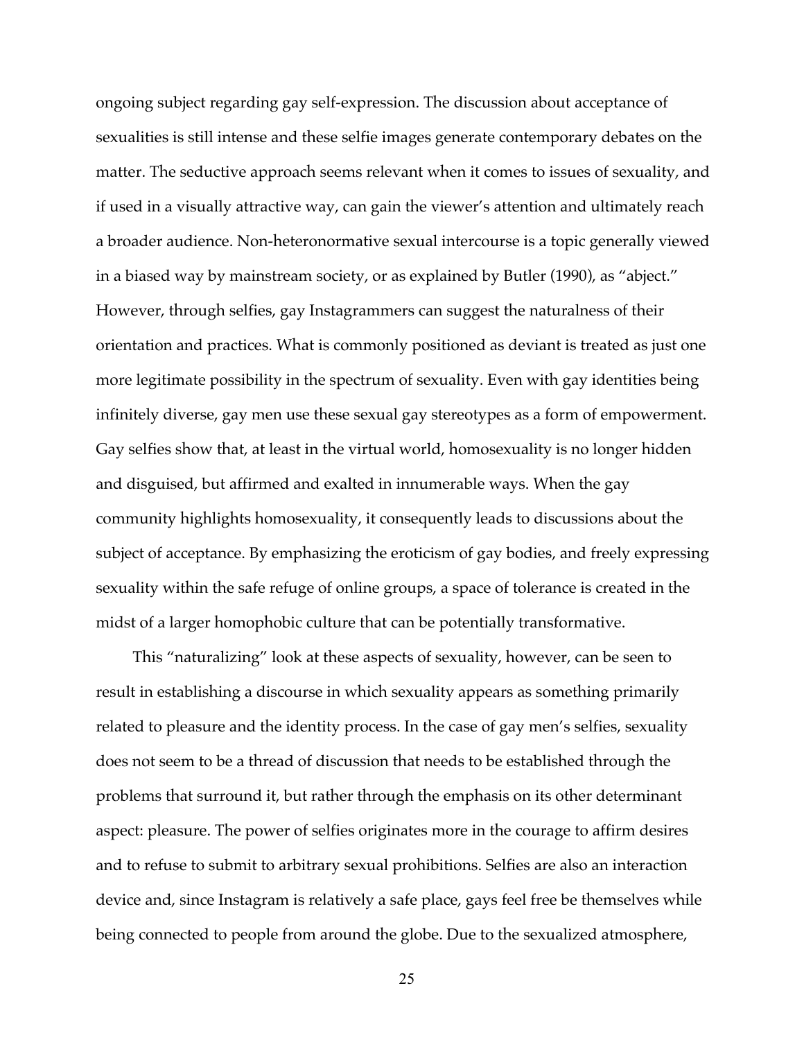ongoing subject regarding gay self-expression. The discussion about acceptance of sexualities is still intense and these selfie images generate contemporary debates on the matter. The seductive approach seems relevant when it comes to issues of sexuality, and if used in a visually attractive way, can gain the viewer's attention and ultimately reach a broader audience. Non-heteronormative sexual intercourse is a topic generally viewed in a biased way by mainstream society, or as explained by Butler (1990), as "abject." However, through selfies, gay Instagrammers can suggest the naturalness of their orientation and practices. What is commonly positioned as deviant is treated as just one more legitimate possibility in the spectrum of sexuality. Even with gay identities being infinitely diverse, gay men use these sexual gay stereotypes as a form of empowerment. Gay selfies show that, at least in the virtual world, homosexuality is no longer hidden and disguised, but affirmed and exalted in innumerable ways. When the gay community highlights homosexuality, it consequently leads to discussions about the subject of acceptance. By emphasizing the eroticism of gay bodies, and freely expressing sexuality within the safe refuge of online groups, a space of tolerance is created in the midst of a larger homophobic culture that can be potentially transformative.

This "naturalizing" look at these aspects of sexuality, however, can be seen to result in establishing a discourse in which sexuality appears as something primarily related to pleasure and the identity process. In the case of gay men's selfies, sexuality does not seem to be a thread of discussion that needs to be established through the problems that surround it, but rather through the emphasis on its other determinant aspect: pleasure. The power of selfies originates more in the courage to affirm desires and to refuse to submit to arbitrary sexual prohibitions. Selfies are also an interaction device and, since Instagram is relatively a safe place, gays feel free be themselves while being connected to people from around the globe. Due to the sexualized atmosphere,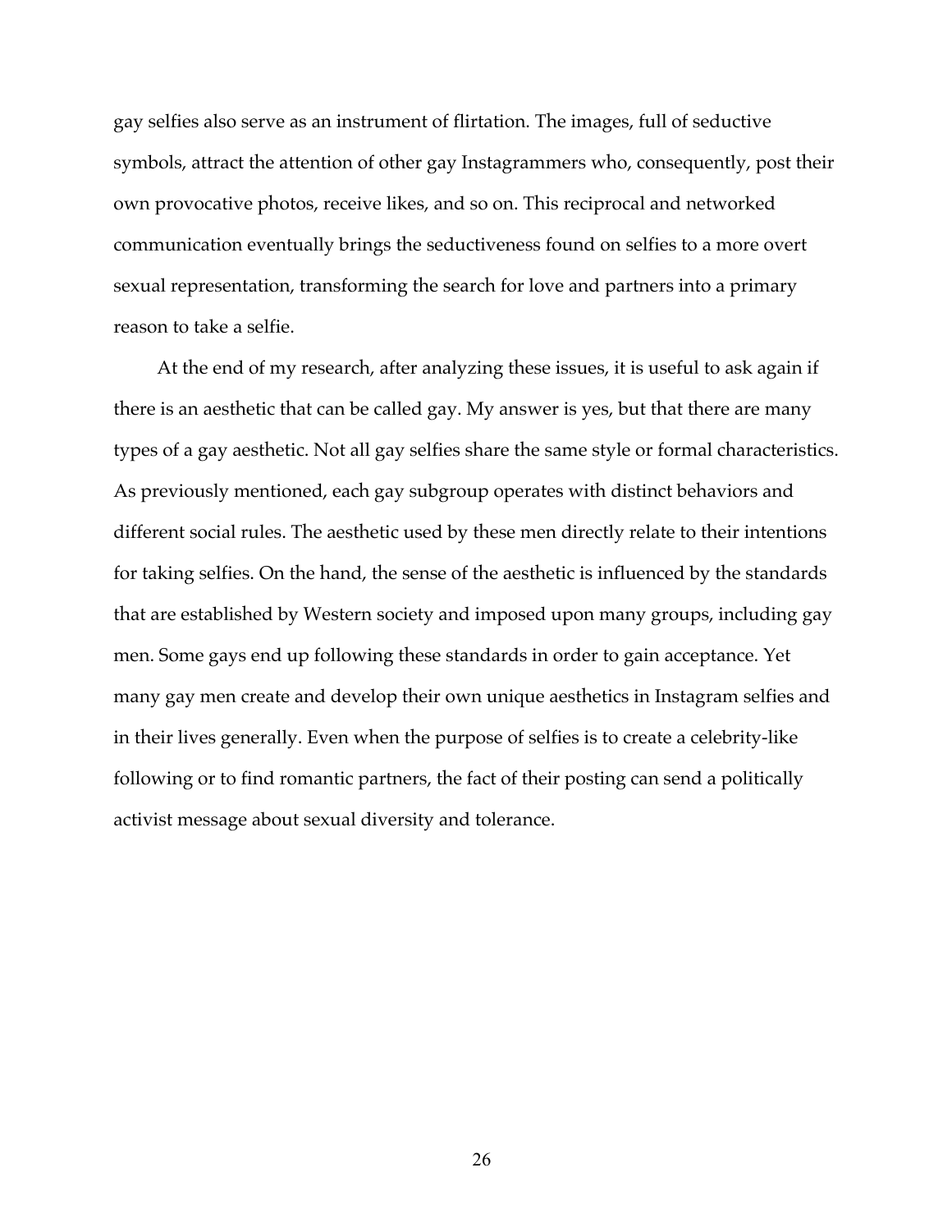gay selfies also serve as an instrument of flirtation. The images, full of seductive symbols, attract the attention of other gay Instagrammers who, consequently, post their own provocative photos, receive likes, and so on. This reciprocal and networked communication eventually brings the seductiveness found on selfies to a more overt sexual representation, transforming the search for love and partners into a primary reason to take a selfie.

At the end of my research, after analyzing these issues, it is useful to ask again if there is an aesthetic that can be called gay. My answer is yes, but that there are many types of a gay aesthetic. Not all gay selfies share the same style or formal characteristics. As previously mentioned, each gay subgroup operates with distinct behaviors and different social rules. The aesthetic used by these men directly relate to their intentions for taking selfies. On the hand, the sense of the aesthetic is influenced by the standards that are established by Western society and imposed upon many groups, including gay men. Some gays end up following these standards in order to gain acceptance. Yet many gay men create and develop their own unique aesthetics in Instagram selfies and in their lives generally. Even when the purpose of selfies is to create a celebrity-like following or to find romantic partners, the fact of their posting can send a politically activist message about sexual diversity and tolerance.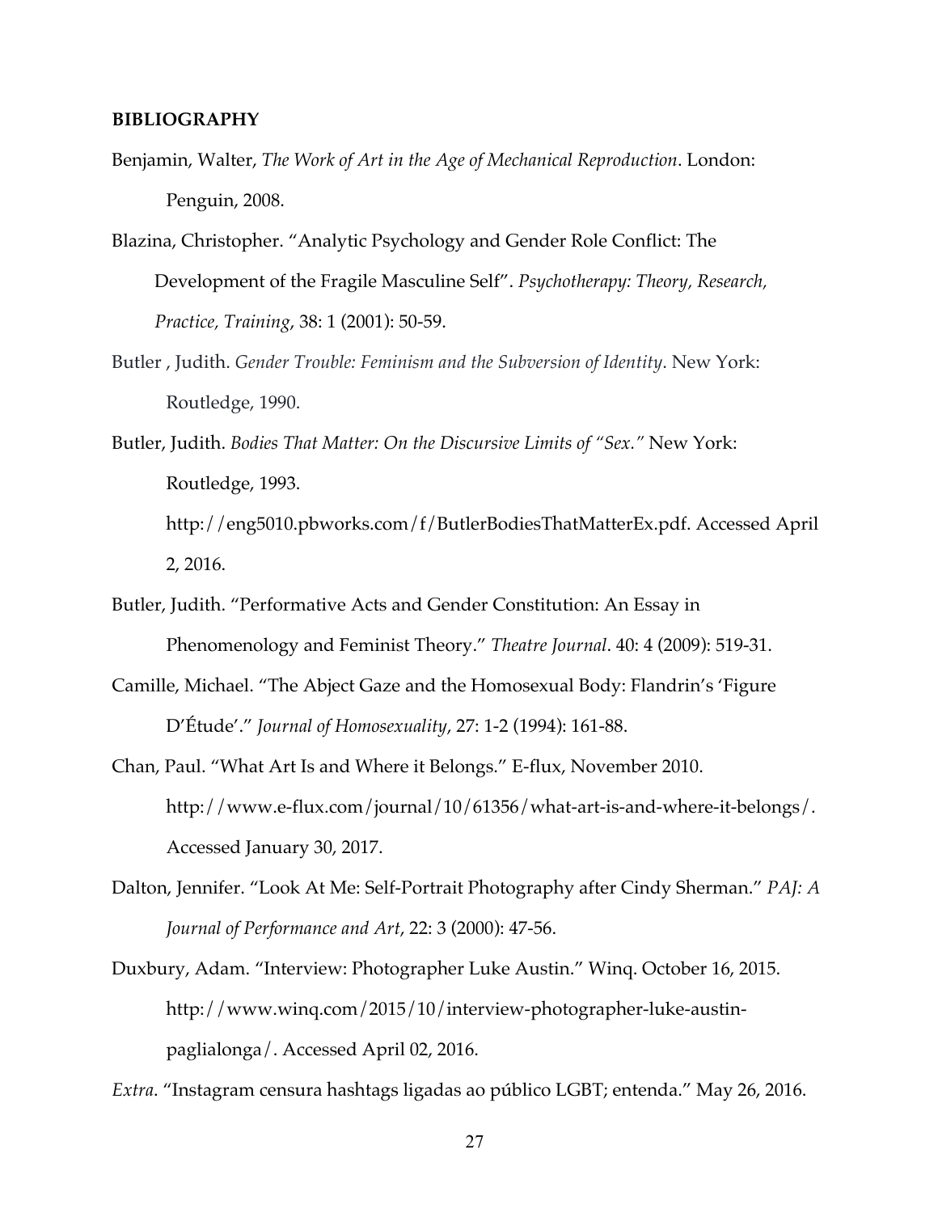**BIBLIOGRAPHY**

Benjamin, Walter, *The Work of Art in the Age of Mechanical Reproduction*. London: Penguin, 2008.

Blazina, Christopher. "Analytic Psychology and Gender Role Conflict: The Development of the Fragile Masculine Self". *Psychotherapy: Theory, Research, Practice, Training*, 38: 1 (2001): 50-59.

Butler , Judith. *Gender Trouble: Feminism and the Subversion of Identity*. New York: Routledge, 1990.

Butler, Judith. *Bodies That Matter: On the Discursive Limits of "Sex."* New York: Routledge, 1993. http://eng5010.pbworks.com/f/ButlerBodiesThatMatterEx.pdf. Accessed April 2, 2016.

Butler, Judith. "Performative Acts and Gender Constitution: An Essay in Phenomenology and Feminist Theory." *Theatre Journal*. 40: 4 (2009): 519-31.

Camille, Michael. "The Abject Gaze and the Homosexual Body: Flandrin's 'Figure D'Étude'." *Journal of Homosexuality*, 27: 1-2 (1994): 161-88.

Chan, Paul. "What Art Is and Where it Belongs." E-flux, November 2010. http://www.e-flux.com/journal/10/61356/what-art-is-and-where-it-belongs/. Accessed January 30, 2017.

Dalton, Jennifer. "Look At Me: Self-Portrait Photography after Cindy Sherman." *PAJ: A Journal of Performance and Art*, 22: 3 (2000): 47-56.

Duxbury, Adam. "Interview: Photographer Luke Austin." Winq. October 16, 2015. http://www.winq.com/2015/10/interview-photographer-luke-austin-paglialonga/. Accessed April 02, 2016.

*Extra*. "Instagram censura hashtags ligadas ao público LGBT; entenda." May 26, 2016.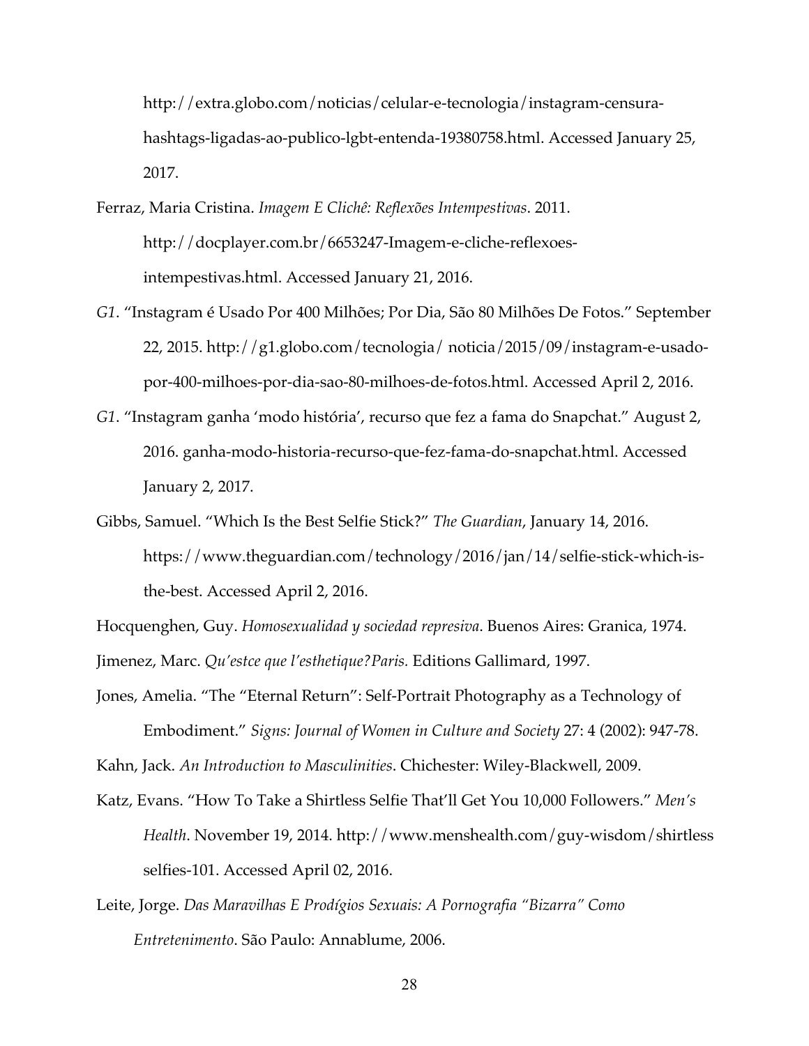http://extra.globo.com/noticias/celular-e-tecnologia/instagram-censura-hashtags-ligadas-ao-publico-lgbt-entenda-19380758.html. Accessed January 25, 2017.

Ferraz, Maria Cristina. *Imagem E Clichê: Reflexões Intempestivas*. 2011. http://docplayer.com.br/6653247-Imagem-e-cliche-reflexoes-intempestivas.html. Accessed January 21, 2016.

*G1*. "Instagram é Usado Por 400 Milhões; Por Dia, São 80 Milhões De Fotos." September 22, 2015. http://g1.globo.com/tecnologia/ noticia/2015/09/instagram-e-usado-por-400-milhoes-por-dia-sao-80-milhoes-de-fotos.html. Accessed April 2, 2016.

*G1*. "Instagram ganha 'modo história', recurso que fez a fama do Snapchat." August 2, 2016. ganha-modo-historia-recurso-que-fez-fama-do-snapchat.html. Accessed January 2, 2017.

Gibbs, Samuel. "Which Is the Best Selfie Stick?" *The Guardian*, January 14, 2016. https://www.theguardian.com/technology/2016/jan/14/selfie-stick-which-is-the-best. Accessed April 2, 2016.

Hocquenghen, Guy. *Homosexualidad y sociedad represiva*. Buenos Aires: Granica, 1974.

Jimenez, Marc. *Qu'estce que l'esthetique?Paris.* Editions Gallimard, 1997.

Jones, Amelia. "The "Eternal Return": Self-Portrait Photography as a Technology of Embodiment." *Signs: Journal of Women in Culture and Society* 27: 4 (2002): 947-78.

Kahn, Jack. *An Introduction to Masculinities*. Chichester: Wiley-Blackwell, 2009.

Katz, Evans. "How To Take a Shirtless Selfie That'll Get You 10,000 Followers." *Men's Health*. November 19, 2014. http://www.menshealth.com/guy-wisdom/shirtless selfies-101. Accessed April 02, 2016.

Leite, Jorge. *Das Maravilhas E Prodígios Sexuais: A Pornografia "Bizarra" Como Entretenimento*. São Paulo: Annablume, 2006.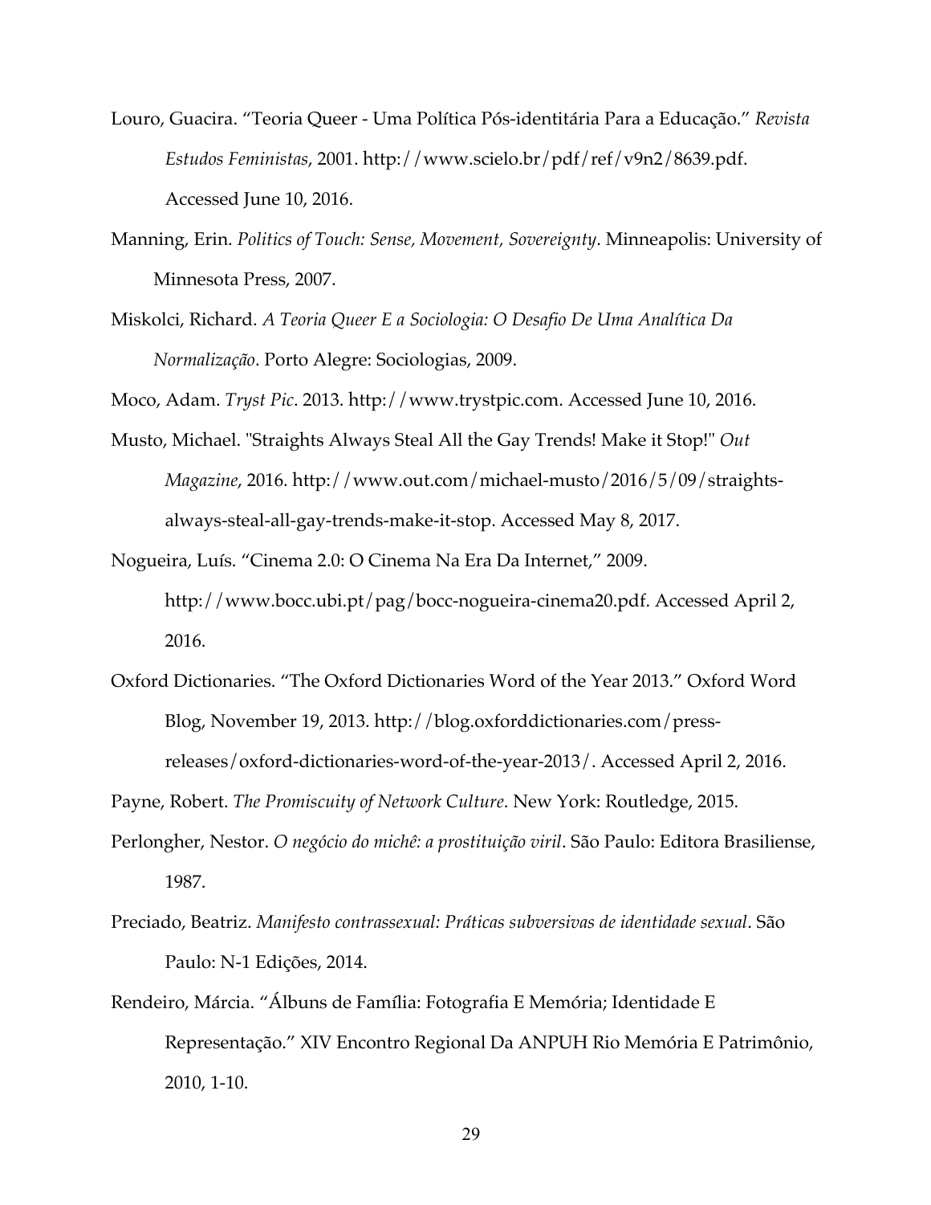Louro, Guacira. “Teoria Queer - Uma Política Pós-identitária Para a Educação.” *Revista Estudos Feministas*, 2001. http://www.scielo.br/pdf/ref/v9n2/8639.pdf. Accessed June 10, 2016.

Manning, Erin. *Politics of Touch: Sense, Movement, Sovereignty*. Minneapolis: University of Minnesota Press, 2007.

Miskolci, Richard. *A Teoria Queer E a Sociologia: O Desafio De Uma Analítica Da Normalização*. Porto Alegre: Sociologias, 2009.

Moco, Adam. *Tryst Pic*. 2013. http://www.trystpic.com. Accessed June 10, 2016.

Musto, Michael. "Straights Always Steal All the Gay Trends! Make it Stop!" *Out Magazine*, 2016. http://www.out.com/michael-musto/2016/5/09/straights-always-steal-all-gay-trends-make-it-stop. Accessed May 8, 2017.

Nogueira, Luís. “Cinema 2.0: O Cinema Na Era Da Internet,” 2009. http://www.bocc.ubi.pt/pag/bocc-nogueira-cinema20.pdf. Accessed April 2, 2016.

Oxford Dictionaries. “The Oxford Dictionaries Word of the Year 2013.” Oxford Word Blog, November 19, 2013. http://blog.oxforddictionaries.com/press-releases/oxford-dictionaries-word-of-the-year-2013/. Accessed April 2, 2016.

Payne, Robert. *The Promiscuity of Network Culture*. New York: Routledge, 2015.

Perlongher, Nestor. *O negócio do michê: a prostituição viril*. São Paulo: Editora Brasiliense, 1987.

Preciado, Beatriz. *Manifesto contrassexual: Práticas subversivas de identidade sexual*. São Paulo: N-1 Edições, 2014.

Rendeiro, Márcia. “Álbuns de Família: Fotografia E Memória; Identidade E Representação.” XIV Encontro Regional Da ANPUH Rio Memória E Patrimônio, 2010, 1-10.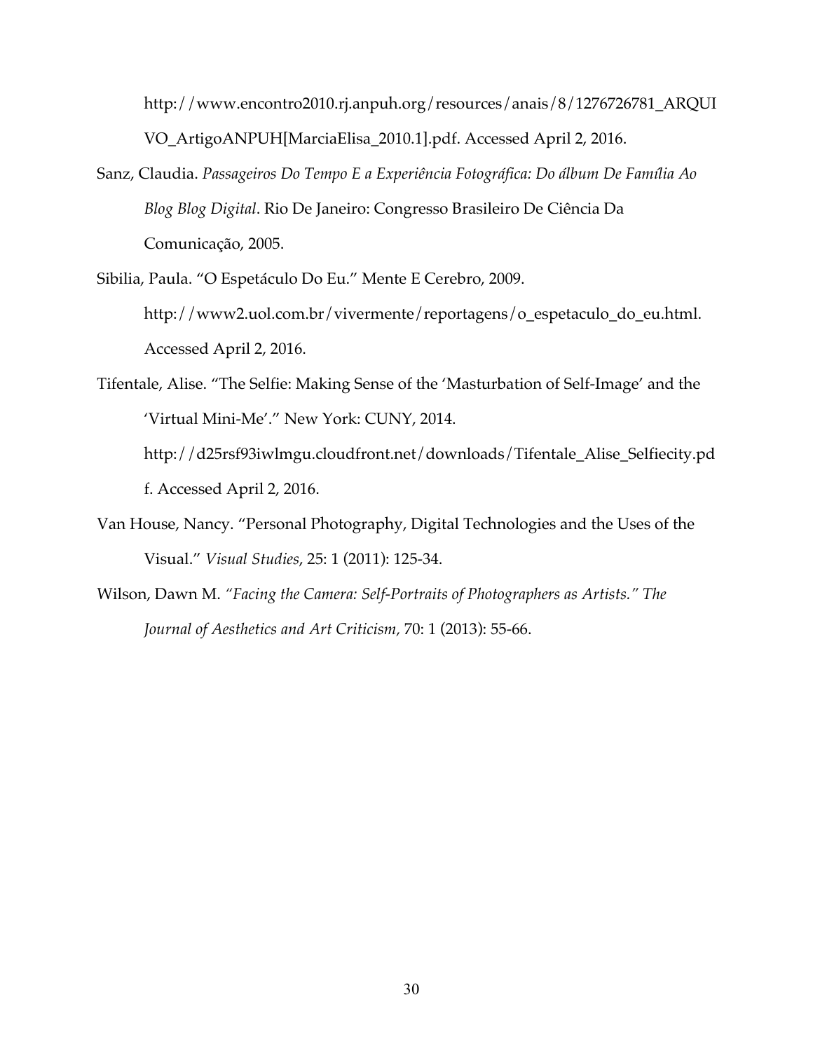http://www.encontro2010.rj.anpuh.org/resources/anais/8/1276726781_ARQUIVO_ArtigoANPUH[MarciaElisa_2010.1].pdf. Accessed April 2, 2016.

Sanz, Claudia. *Passageiros Do Tempo E a Experiência Fotográfica: Do álbum De Família Ao Blog Blog Digital*. Rio De Janeiro: Congresso Brasileiro De Ciência Da Comunicação, 2005.

Sibilia, Paula. "O Espetáculo Do Eu." Mente E Cerebro, 2009. http://www2.uol.com.br/vivermente/reportagens/o_espetaculo_do_eu.html. Accessed April 2, 2016.

Tifentale, Alise. "The Selfie: Making Sense of the 'Masturbation of Self-Image' and the 'Virtual Mini-Me'." New York: CUNY, 2014. http://d25rsf93iwlmgu.cloudfront.net/downloads/Tifentale_Alise_Selfiecity.pdf. Accessed April 2, 2016.

Van House, Nancy. "Personal Photography, Digital Technologies and the Uses of the Visual." *Visual Studies*, 25: 1 (2011): 125-34.

Wilson, Dawn M. *"Facing the Camera: Self-Portraits of Photographers as Artists." The Journal of Aesthetics and Art Criticism,* 70: 1 (2013): 55-66.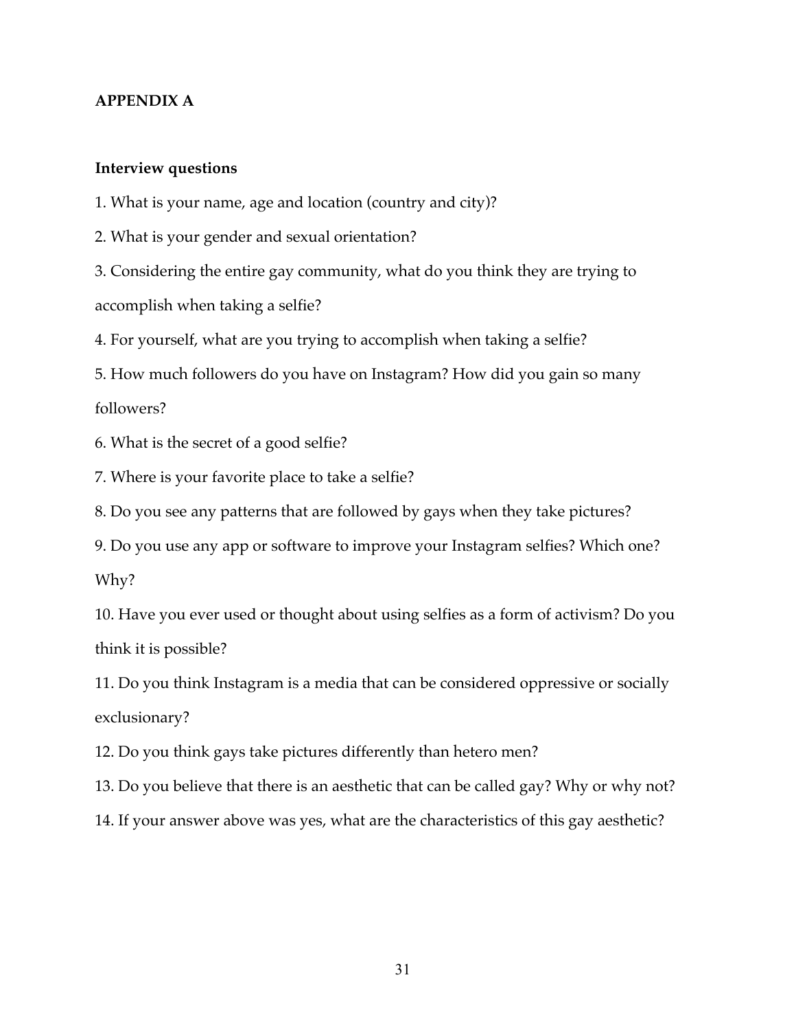## APPENDIX A

### Interview questions

1. What is your name, age and location (country and city)?
2. What is your gender and sexual orientation?
3. Considering the entire gay community, what do you think they are trying to accomplish when taking a selfie?
4. For yourself, what are you trying to accomplish when taking a selfie?
5. How much followers do you have on Instagram? How did you gain so many followers?
6. What is the secret of a good selfie?
7. Where is your favorite place to take a selfie?
8. Do you see any patterns that are followed by gays when they take pictures?
9. Do you use any app or software to improve your Instagram selfies? Which one? Why?
10. Have you ever used or thought about using selfies as a form of activism? Do you think it is possible?
11. Do you think Instagram is a media that can be considered oppressive or socially exclusionary?
12. Do you think gays take pictures differently than hetero men?
13. Do you believe that there is an aesthetic that can be called gay? Why or why not?
14. If your answer above was yes, what are the characteristics of this gay aesthetic?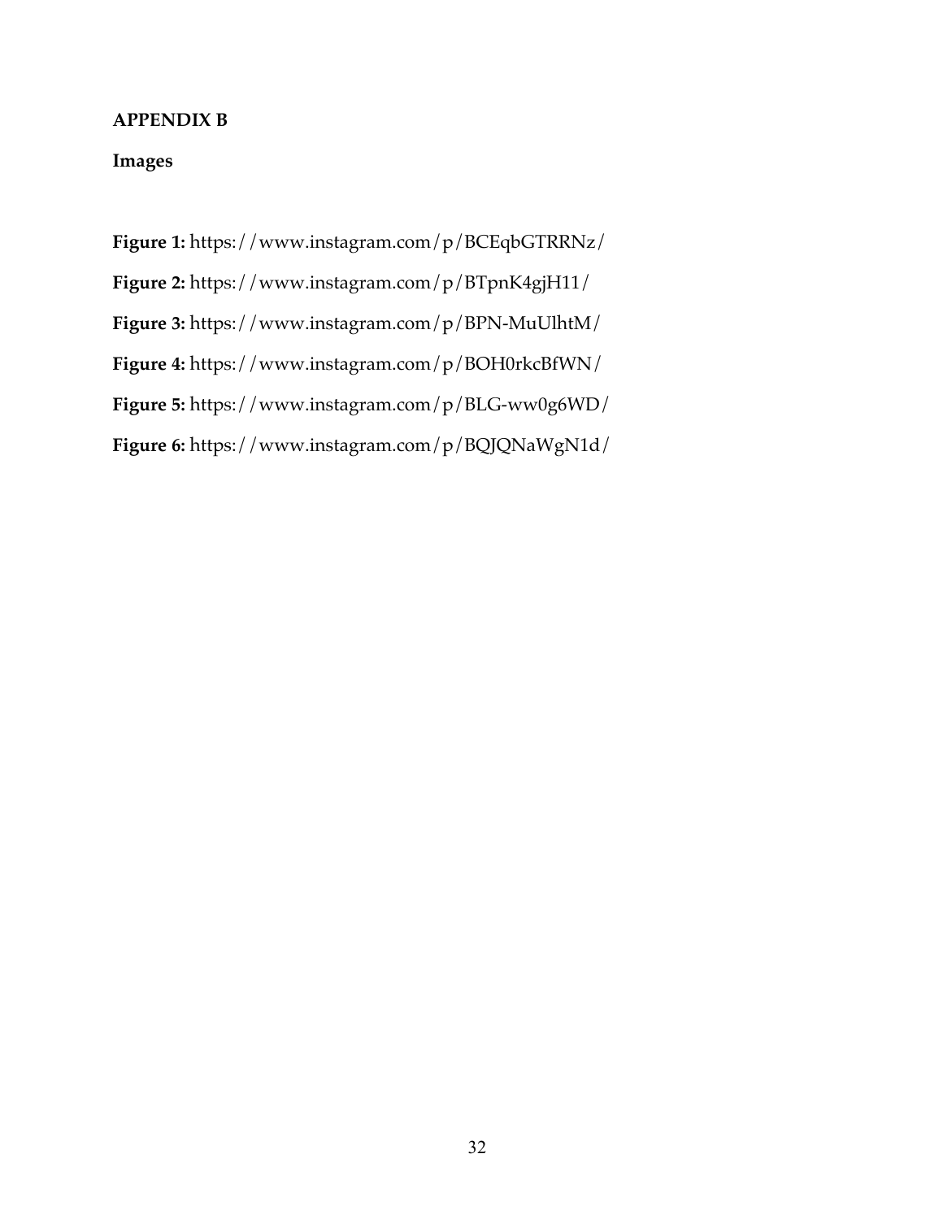## APPENDIX B

**Images**

**Figure 1:** https://www.instagram.com/p/BCEqbGTRRNz/

**Figure 2:** https://www.instagram.com/p/BTpnK4gjH11/

**Figure 3:** https://www.instagram.com/p/BPN-MuUlhtM/

**Figure 4:** https://www.instagram.com/p/BOH0rkcBfWN/

**Figure 5:** https://www.instagram.com/p/BLG-ww0g6WD/

**Figure 6:** https://www.instagram.com/p/BQJQNaWgN1d/